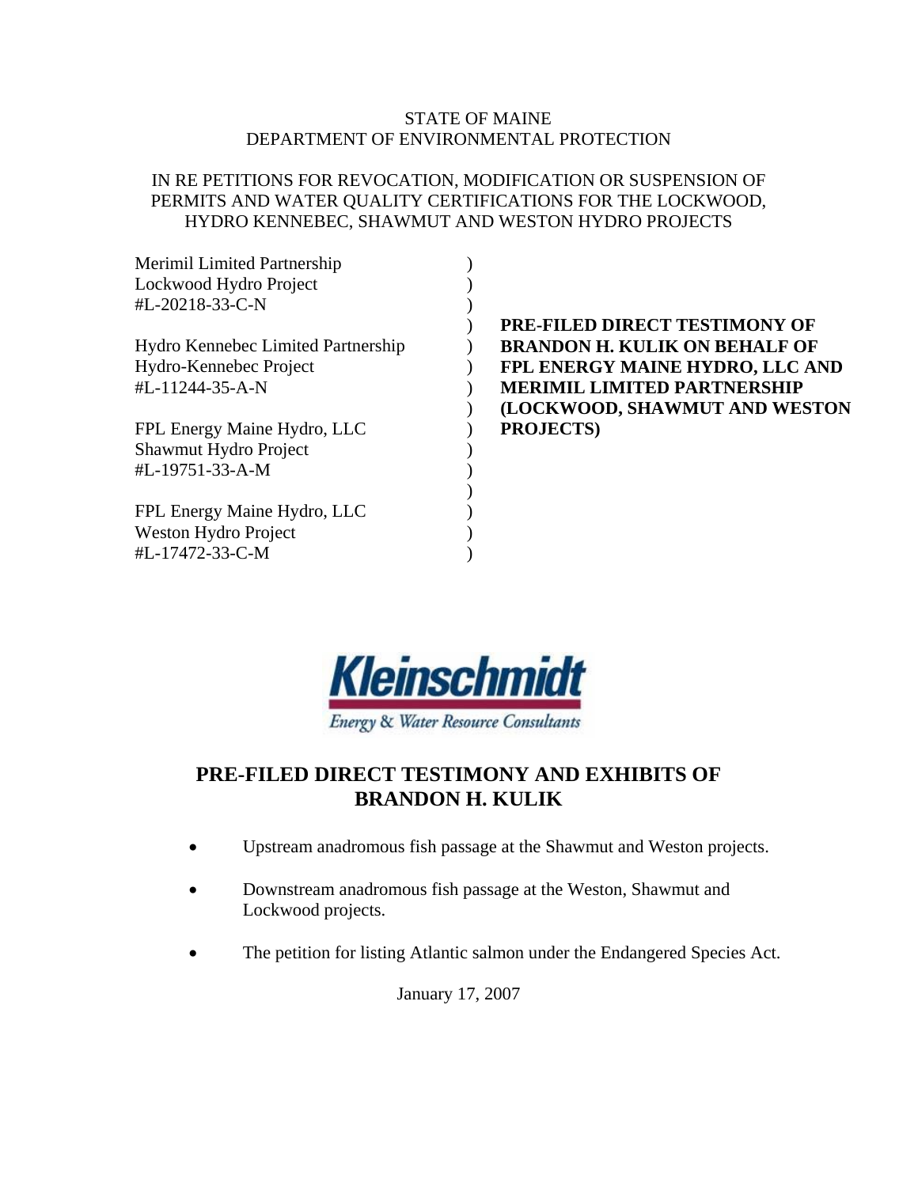STATE OF MAINE
DEPARTMENT OF ENVIRONMENTAL PROTECTION

IN RE PETITIONS FOR REVOCATION, MODIFICATION OR SUSPENSION OF PERMITS AND WATER QUALITY CERTIFICATIONS FOR THE LOCKWOOD, HYDRO KENNEBEC, SHAWMUT AND WESTON HYDRO PROJECTS

| | | |
|---|---|---|
| Merimil Limited Partnership<br>Lockwood Hydro Project<br>#L-20218-33-C-N | ) | |
| Hydro Kennebec Limited Partnership<br>Hydro-Kennebec Project<br>#L-11244-35-A-N | ) | **PRE-FILED DIRECT TESTIMONY OF BRANDON H. KULIK ON BEHALF OF FPL ENERGY MAINE HYDRO, LLC AND MERIMIL LIMITED PARTNERSHIP (LOCKWOOD, SHAWMUT AND WESTON PROJECTS)** |
| FPL Energy Maine Hydro, LLC<br>Shawmut Hydro Project<br>#L-19751-33-A-M | ) | |
| FPL Energy Maine Hydro, LLC<br>Weston Hydro Project<br>#L-17472-33-C-M | ) | |

**Kleinschmidt**
*Energy & Water Resource Consultants*

## PRE-FILED DIRECT TESTIMONY AND EXHIBITS OF BRANDON H. KULIK

- Upstream anadromous fish passage at the Shawmut and Weston projects.
- Downstream anadromous fish passage at the Weston, Shawmut and Lockwood projects.
- The petition for listing Atlantic salmon under the Endangered Species Act.

January 17, 2007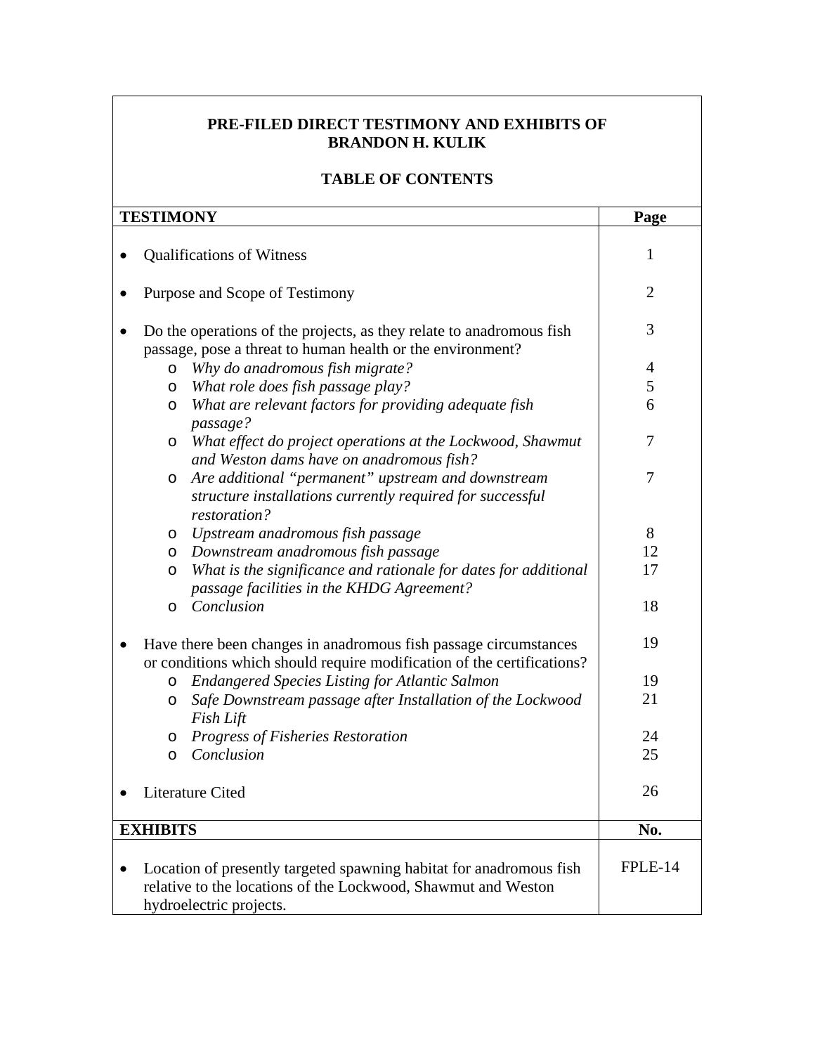**PRE-FILED DIRECT TESTIMONY AND EXHIBITS OF BRANDON H. KULIK**

**TABLE OF CONTENTS**

| **TESTIMONY** | **Page** |
|---|---|
| • Qualifications of Witness | 1 |
| • Purpose and Scope of Testimony | 2 |
| • Do the operations of the projects, as they relate to anadromous fish passage, pose a threat to human health or the environment? | 3 |
| o *Why do anadromous fish migrate?* | 4 |
| o *What role does fish passage play?* | 5 |
| o *What are relevant factors for providing adequate fish passage?* | 6 |
| o *What effect do project operations at the Lockwood, Shawmut and Weston dams have on anadromous fish?* | 7 |
| o *Are additional "permanent" upstream and downstream structure installations currently required for successful restoration?* | 7 |
| o *Upstream anadromous fish passage* | 8 |
| o *Downstream anadromous fish passage* | 12 |
| o *What is the significance and rationale for dates for additional passage facilities in the KHDG Agreement?* | 17 |
| o *Conclusion* | 18 |
| • Have there been changes in anadromous fish passage circumstances or conditions which should require modification of the certifications? | 19 |
| o *Endangered Species Listing for Atlantic Salmon* | 19 |
| o *Safe Downstream passage after Installation of the Lockwood Fish Lift* | 21 |
| o *Progress of Fisheries Restoration* | 24 |
| o *Conclusion* | 25 |
| • Literature Cited | 26 |

| **EXHIBITS** | **No.** |
|---|---|
| • Location of presently targeted spawning habitat for anadromous fish relative to the locations of the Lockwood, Shawmut and Weston hydroelectric projects. | FPLE-14 |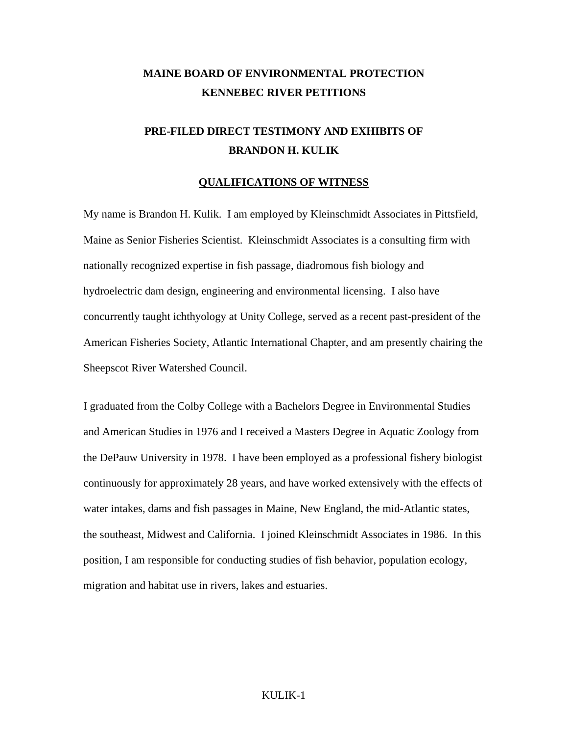# MAINE BOARD OF ENVIRONMENTAL PROTECTION
# KENNEBEC RIVER PETITIONS

## PRE-FILED DIRECT TESTIMONY AND EXHIBITS OF BRANDON H. KULIK

### QUALIFICATIONS OF WITNESS

My name is Brandon H. Kulik. I am employed by Kleinschmidt Associates in Pittsfield, Maine as Senior Fisheries Scientist. Kleinschmidt Associates is a consulting firm with nationally recognized expertise in fish passage, diadromous fish biology and hydroelectric dam design, engineering and environmental licensing. I also have concurrently taught ichthyology at Unity College, served as a recent past-president of the American Fisheries Society, Atlantic International Chapter, and am presently chairing the Sheepscot River Watershed Council.

I graduated from the Colby College with a Bachelors Degree in Environmental Studies and American Studies in 1976 and I received a Masters Degree in Aquatic Zoology from the DePauw University in 1978. I have been employed as a professional fishery biologist continuously for approximately 28 years, and have worked extensively with the effects of water intakes, dams and fish passages in Maine, New England, the mid-Atlantic states, the southeast, Midwest and California. I joined Kleinschmidt Associates in 1986. In this position, I am responsible for conducting studies of fish behavior, population ecology, migration and habitat use in rivers, lakes and estuaries.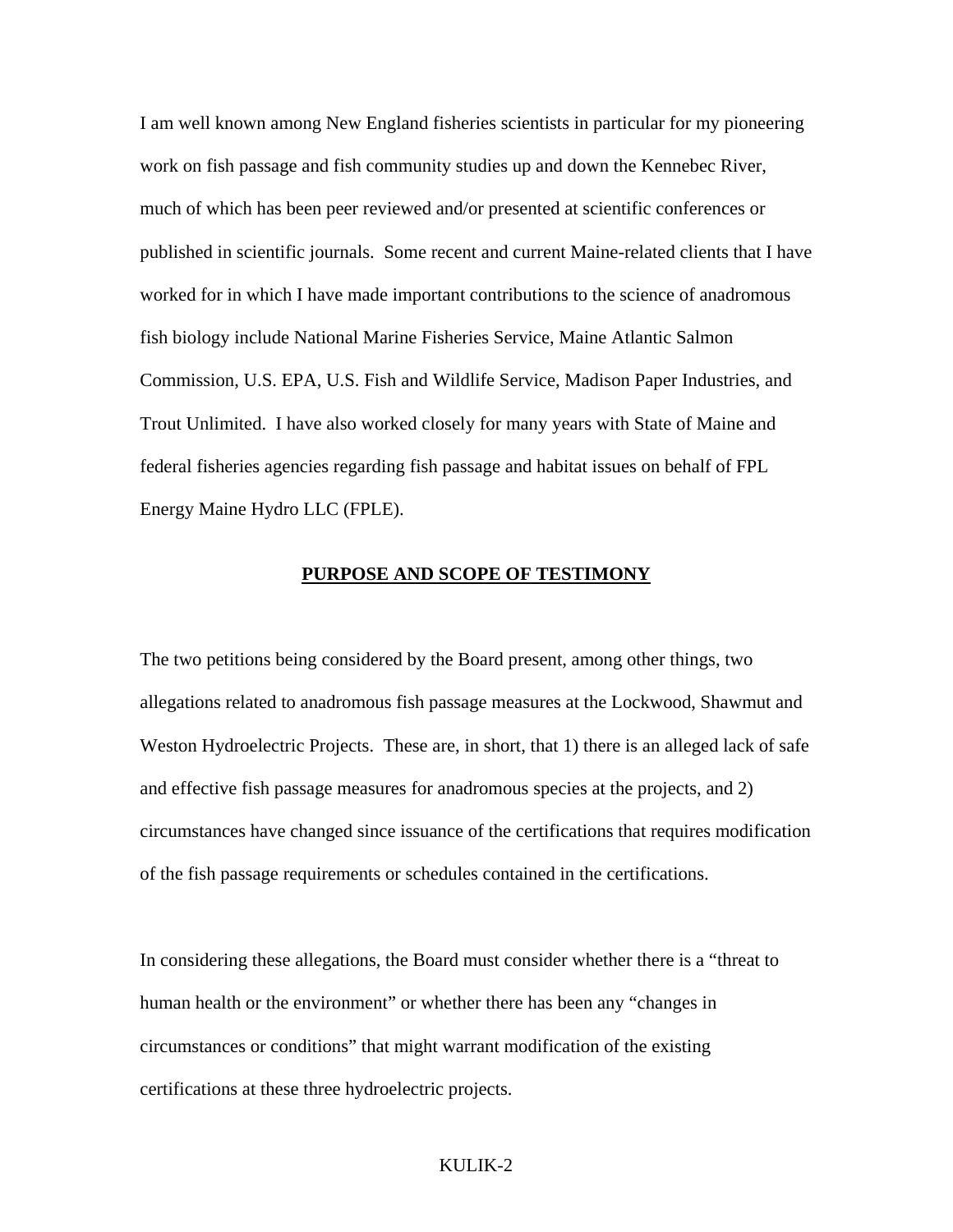I am well known among New England fisheries scientists in particular for my pioneering work on fish passage and fish community studies up and down the Kennebec River, much of which has been peer reviewed and/or presented at scientific conferences or published in scientific journals. Some recent and current Maine-related clients that I have worked for in which I have made important contributions to the science of anadromous fish biology include National Marine Fisheries Service, Maine Atlantic Salmon Commission, U.S. EPA, U.S. Fish and Wildlife Service, Madison Paper Industries, and Trout Unlimited. I have also worked closely for many years with State of Maine and federal fisheries agencies regarding fish passage and habitat issues on behalf of FPL Energy Maine Hydro LLC (FPLE).

## PURPOSE AND SCOPE OF TESTIMONY

The two petitions being considered by the Board present, among other things, two allegations related to anadromous fish passage measures at the Lockwood, Shawmut and Weston Hydroelectric Projects. These are, in short, that 1) there is an alleged lack of safe and effective fish passage measures for anadromous species at the projects, and 2) circumstances have changed since issuance of the certifications that requires modification of the fish passage requirements or schedules contained in the certifications.

In considering these allegations, the Board must consider whether there is a "threat to human health or the environment" or whether there has been any "changes in circumstances or conditions" that might warrant modification of the existing certifications at these three hydroelectric projects.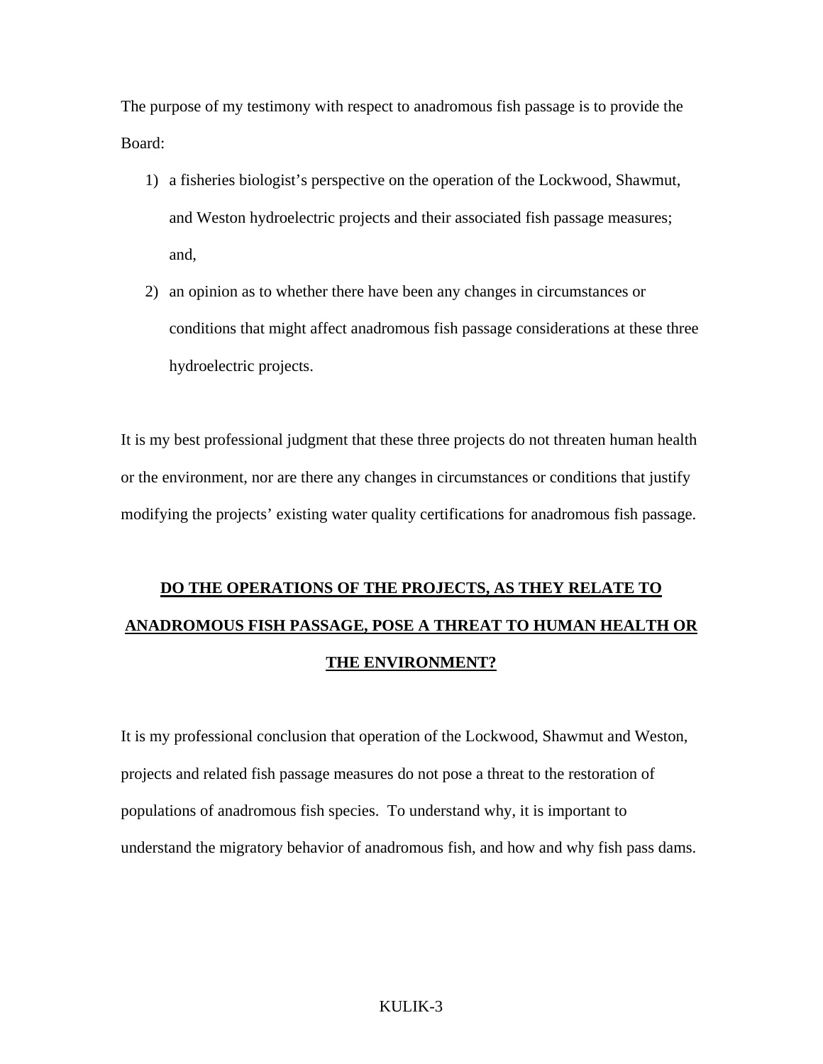The purpose of my testimony with respect to anadromous fish passage is to provide the Board:

1) a fisheries biologist's perspective on the operation of the Lockwood, Shawmut, and Weston hydroelectric projects and their associated fish passage measures; and,
2) an opinion as to whether there have been any changes in circumstances or conditions that might affect anadromous fish passage considerations at these three hydroelectric projects.

It is my best professional judgment that these three projects do not threaten human health or the environment, nor are there any changes in circumstances or conditions that justify modifying the projects' existing water quality certifications for anadromous fish passage.

## **DO THE OPERATIONS OF THE PROJECTS, AS THEY RELATE TO ANADROMOUS FISH PASSAGE, POSE A THREAT TO HUMAN HEALTH OR THE ENVIRONMENT?**

It is my professional conclusion that operation of the Lockwood, Shawmut and Weston, projects and related fish passage measures do not pose a threat to the restoration of populations of anadromous fish species. To understand why, it is important to understand the migratory behavior of anadromous fish, and how and why fish pass dams.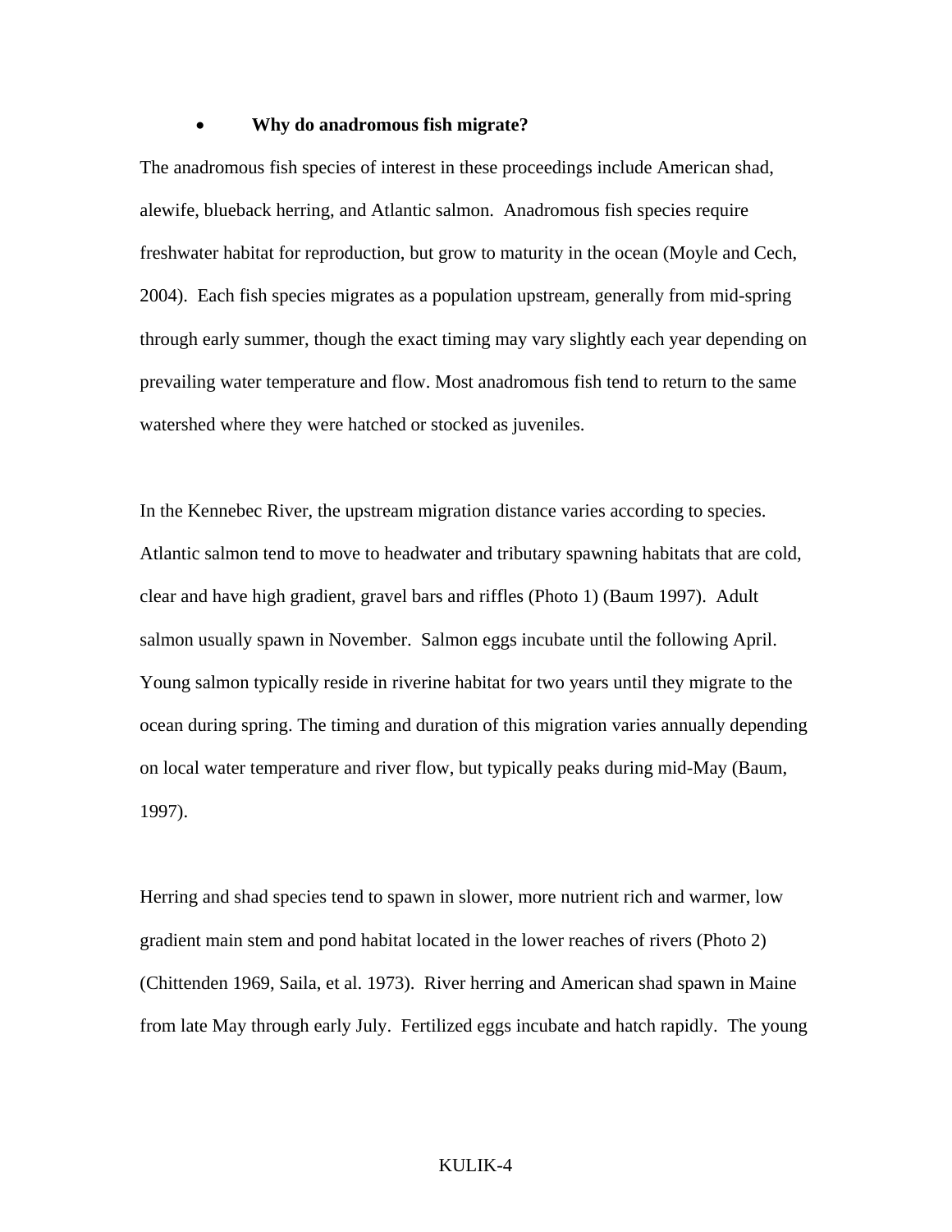- **Why do anadromous fish migrate?**

The anadromous fish species of interest in these proceedings include American shad, alewife, blueback herring, and Atlantic salmon. Anadromous fish species require freshwater habitat for reproduction, but grow to maturity in the ocean (Moyle and Cech, 2004). Each fish species migrates as a population upstream, generally from mid-spring through early summer, though the exact timing may vary slightly each year depending on prevailing water temperature and flow. Most anadromous fish tend to return to the same watershed where they were hatched or stocked as juveniles.

In the Kennebec River, the upstream migration distance varies according to species. Atlantic salmon tend to move to headwater and tributary spawning habitats that are cold, clear and have high gradient, gravel bars and riffles (Photo 1) (Baum 1997). Adult salmon usually spawn in November. Salmon eggs incubate until the following April. Young salmon typically reside in riverine habitat for two years until they migrate to the ocean during spring. The timing and duration of this migration varies annually depending on local water temperature and river flow, but typically peaks during mid-May (Baum, 1997).

Herring and shad species tend to spawn in slower, more nutrient rich and warmer, low gradient main stem and pond habitat located in the lower reaches of rivers (Photo 2) (Chittenden 1969, Saila, et al. 1973). River herring and American shad spawn in Maine from late May through early July. Fertilized eggs incubate and hatch rapidly. The young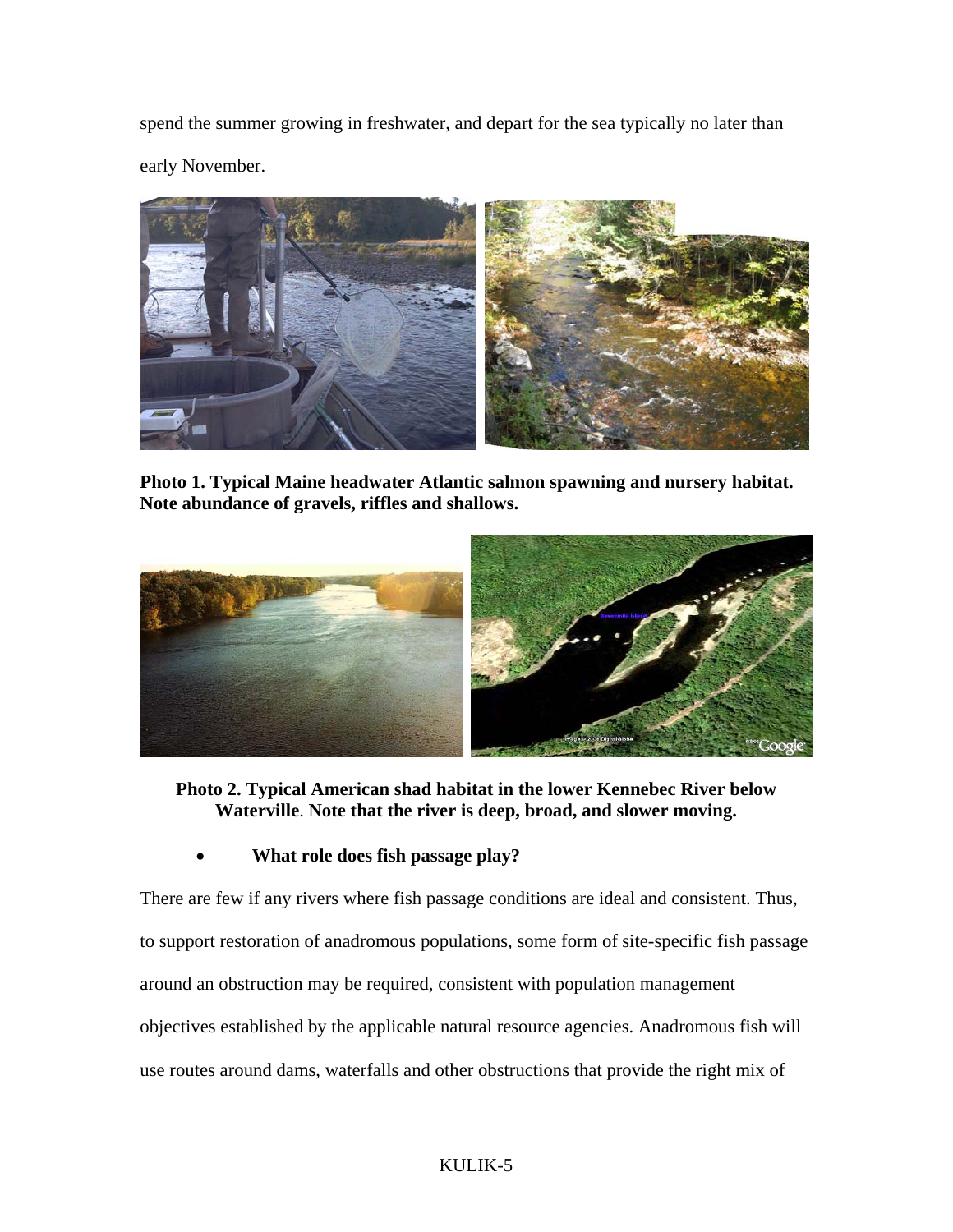spend the summer growing in freshwater, and depart for the sea typically no later than early November.

**Photo 1. Typical Maine headwater Atlantic salmon spawning and nursery habitat. Note abundance of gravels, riffles and shallows.**

**Photo 2. Typical American shad habitat in the lower Kennebec River below Waterville. Note that the river is deep, broad, and slower moving.**

- **What role does fish passage play?**

There are few if any rivers where fish passage conditions are ideal and consistent. Thus, to support restoration of anadromous populations, some form of site-specific fish passage around an obstruction may be required, consistent with population management objectives established by the applicable natural resource agencies. Anadromous fish will use routes around dams, waterfalls and other obstructions that provide the right mix of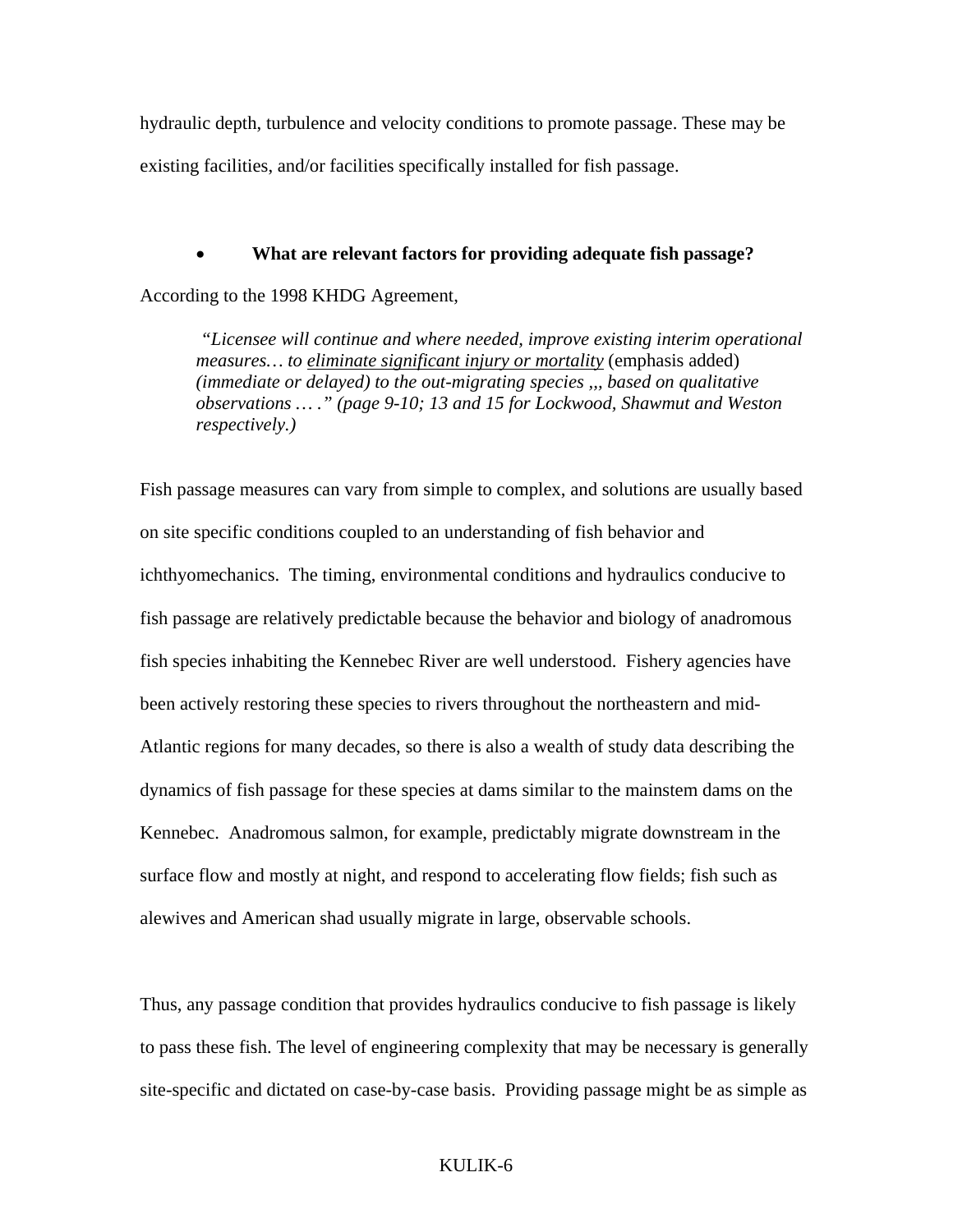hydraulic depth, turbulence and velocity conditions to promote passage. These may be existing facilities, and/or facilities specifically installed for fish passage.

- **What are relevant factors for providing adequate fish passage?**

According to the 1998 KHDG Agreement,

> *"Licensee will continue and where needed, improve existing interim operational measures… to* *<u>eliminate significant injury or mortality</u>* (emphasis added) *(immediate or delayed) to the out-migrating species ,,, based on qualitative observations … ." (page 9-10; 13 and 15 for Lockwood, Shawmut and Weston respectively.)*

Fish passage measures can vary from simple to complex, and solutions are usually based on site specific conditions coupled to an understanding of fish behavior and ichthyomechanics. The timing, environmental conditions and hydraulics conducive to fish passage are relatively predictable because the behavior and biology of anadromous fish species inhabiting the Kennebec River are well understood. Fishery agencies have been actively restoring these species to rivers throughout the northeastern and mid-Atlantic regions for many decades, so there is also a wealth of study data describing the dynamics of fish passage for these species at dams similar to the mainstem dams on the Kennebec. Anadromous salmon, for example, predictably migrate downstream in the surface flow and mostly at night, and respond to accelerating flow fields; fish such as alewives and American shad usually migrate in large, observable schools.

Thus, any passage condition that provides hydraulics conducive to fish passage is likely to pass these fish. The level of engineering complexity that may be necessary is generally site-specific and dictated on case-by-case basis. Providing passage might be as simple as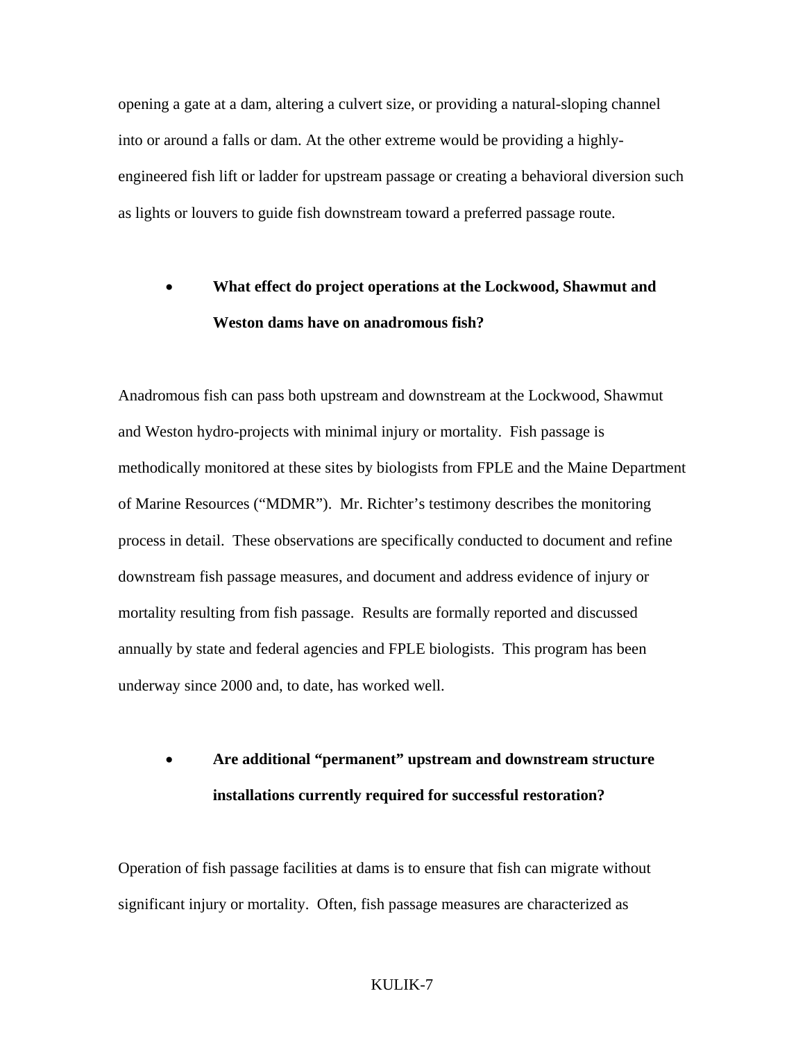opening a gate at a dam, altering a culvert size, or providing a natural-sloping channel into or around a falls or dam. At the other extreme would be providing a highly-engineered fish lift or ladder for upstream passage or creating a behavioral diversion such as lights or louvers to guide fish downstream toward a preferred passage route.

- **What effect do project operations at the Lockwood, Shawmut and Weston dams have on anadromous fish?**

Anadromous fish can pass both upstream and downstream at the Lockwood, Shawmut and Weston hydro-projects with minimal injury or mortality. Fish passage is methodically monitored at these sites by biologists from FPLE and the Maine Department of Marine Resources ("MDMR"). Mr. Richter's testimony describes the monitoring process in detail. These observations are specifically conducted to document and refine downstream fish passage measures, and document and address evidence of injury or mortality resulting from fish passage. Results are formally reported and discussed annually by state and federal agencies and FPLE biologists. This program has been underway since 2000 and, to date, has worked well.

- **Are additional "permanent" upstream and downstream structure installations currently required for successful restoration?**

Operation of fish passage facilities at dams is to ensure that fish can migrate without significant injury or mortality. Often, fish passage measures are characterized as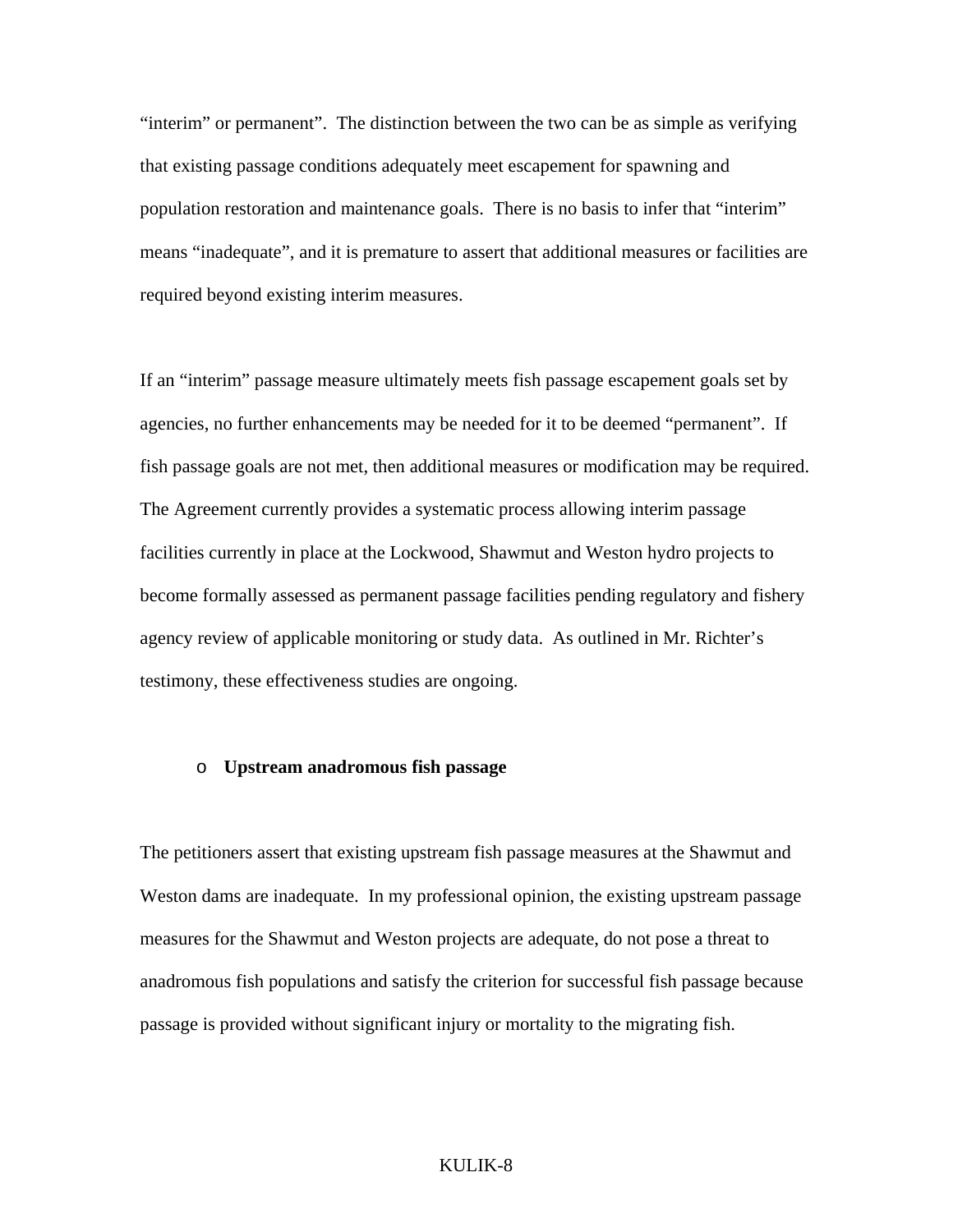"interim" or permanent". The distinction between the two can be as simple as verifying that existing passage conditions adequately meet escapement for spawning and population restoration and maintenance goals. There is no basis to infer that "interim" means "inadequate", and it is premature to assert that additional measures or facilities are required beyond existing interim measures.

If an "interim" passage measure ultimately meets fish passage escapement goals set by agencies, no further enhancements may be needed for it to be deemed "permanent". If fish passage goals are not met, then additional measures or modification may be required. The Agreement currently provides a systematic process allowing interim passage facilities currently in place at the Lockwood, Shawmut and Weston hydro projects to become formally assessed as permanent passage facilities pending regulatory and fishery agency review of applicable monitoring or study data. As outlined in Mr. Richter's testimony, these effectiveness studies are ongoing.

- **Upstream anadromous fish passage**

The petitioners assert that existing upstream fish passage measures at the Shawmut and Weston dams are inadequate. In my professional opinion, the existing upstream passage measures for the Shawmut and Weston projects are adequate, do not pose a threat to anadromous fish populations and satisfy the criterion for successful fish passage because passage is provided without significant injury or mortality to the migrating fish.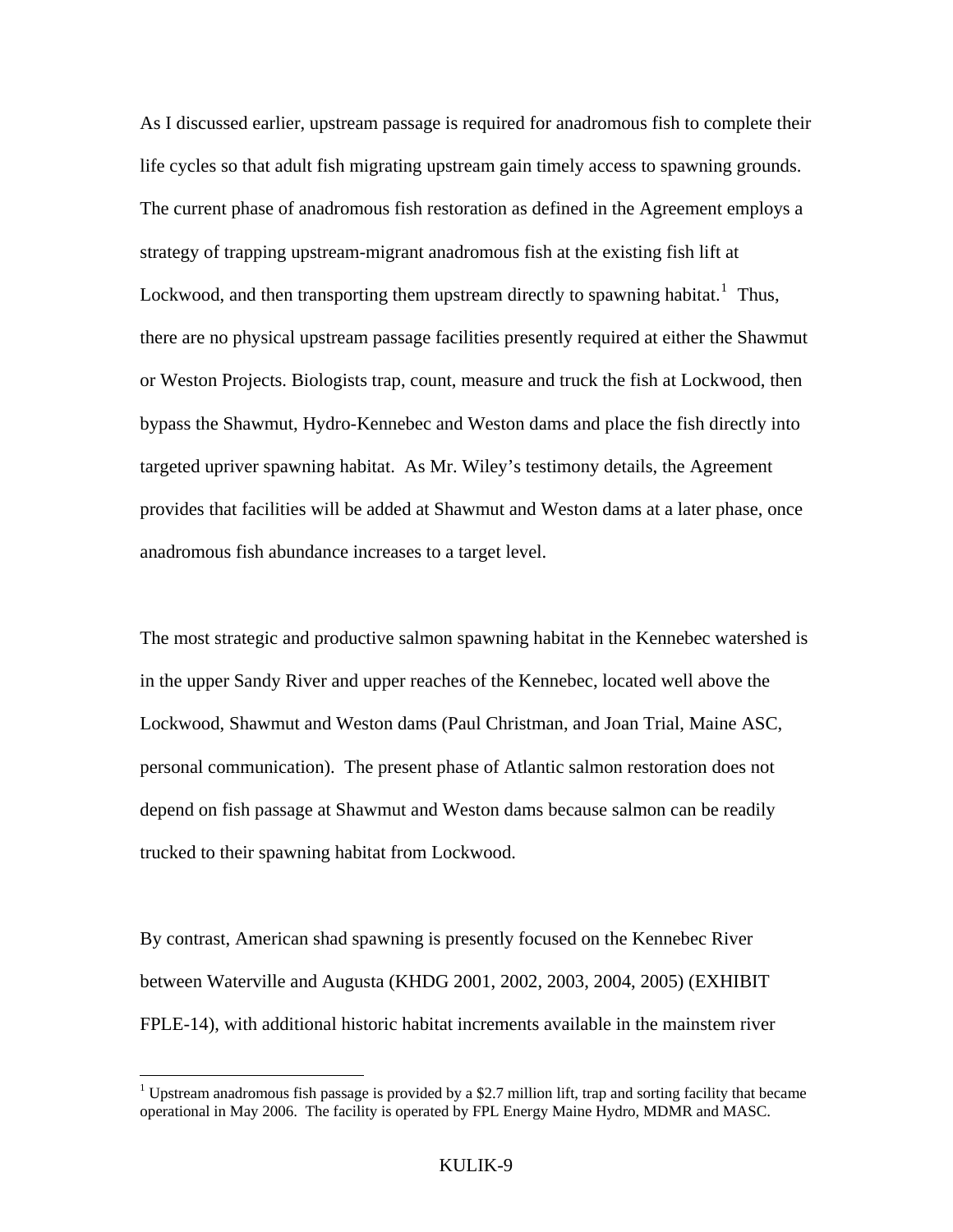As I discussed earlier, upstream passage is required for anadromous fish to complete their life cycles so that adult fish migrating upstream gain timely access to spawning grounds. The current phase of anadromous fish restoration as defined in the Agreement employs a strategy of trapping upstream-migrant anadromous fish at the existing fish lift at Lockwood, and then transporting them upstream directly to spawning habitat.[1] Thus, there are no physical upstream passage facilities presently required at either the Shawmut or Weston Projects. Biologists trap, count, measure and truck the fish at Lockwood, then bypass the Shawmut, Hydro-Kennebec and Weston dams and place the fish directly into targeted upriver spawning habitat. As Mr. Wiley's testimony details, the Agreement provides that facilities will be added at Shawmut and Weston dams at a later phase, once anadromous fish abundance increases to a target level.

The most strategic and productive salmon spawning habitat in the Kennebec watershed is in the upper Sandy River and upper reaches of the Kennebec, located well above the Lockwood, Shawmut and Weston dams (Paul Christman, and Joan Trial, Maine ASC, personal communication). The present phase of Atlantic salmon restoration does not depend on fish passage at Shawmut and Weston dams because salmon can be readily trucked to their spawning habitat from Lockwood.

By contrast, American shad spawning is presently focused on the Kennebec River between Waterville and Augusta (KHDG 2001, 2002, 2003, 2004, 2005) (EXHIBIT FPLE-14), with additional historic habitat increments available in the mainstem river

[1] Upstream anadromous fish passage is provided by a $2.7 million lift, trap and sorting facility that became operational in May 2006. The facility is operated by FPL Energy Maine Hydro, MDMR and MASC.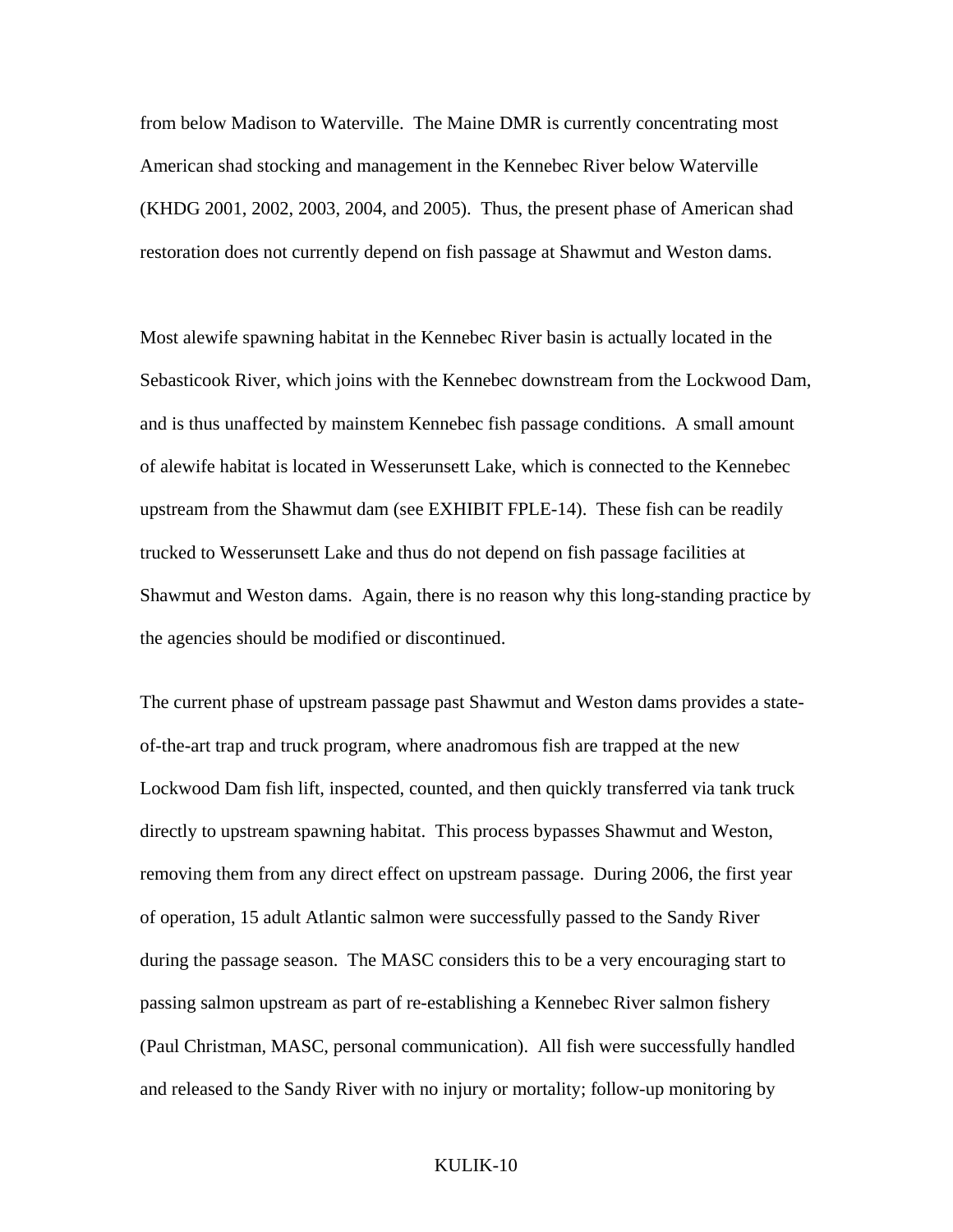from below Madison to Waterville. The Maine DMR is currently concentrating most American shad stocking and management in the Kennebec River below Waterville (KHDG 2001, 2002, 2003, 2004, and 2005). Thus, the present phase of American shad restoration does not currently depend on fish passage at Shawmut and Weston dams.

Most alewife spawning habitat in the Kennebec River basin is actually located in the Sebasticook River, which joins with the Kennebec downstream from the Lockwood Dam, and is thus unaffected by mainstem Kennebec fish passage conditions. A small amount of alewife habitat is located in Wesserunsett Lake, which is connected to the Kennebec upstream from the Shawmut dam (see EXHIBIT FPLE-14). These fish can be readily trucked to Wesserunsett Lake and thus do not depend on fish passage facilities at Shawmut and Weston dams. Again, there is no reason why this long-standing practice by the agencies should be modified or discontinued.

The current phase of upstream passage past Shawmut and Weston dams provides a state-of-the-art trap and truck program, where anadromous fish are trapped at the new Lockwood Dam fish lift, inspected, counted, and then quickly transferred via tank truck directly to upstream spawning habitat. This process bypasses Shawmut and Weston, removing them from any direct effect on upstream passage. During 2006, the first year of operation, 15 adult Atlantic salmon were successfully passed to the Sandy River during the passage season. The MASC considers this to be a very encouraging start to passing salmon upstream as part of re-establishing a Kennebec River salmon fishery (Paul Christman, MASC, personal communication). All fish were successfully handled and released to the Sandy River with no injury or mortality; follow-up monitoring by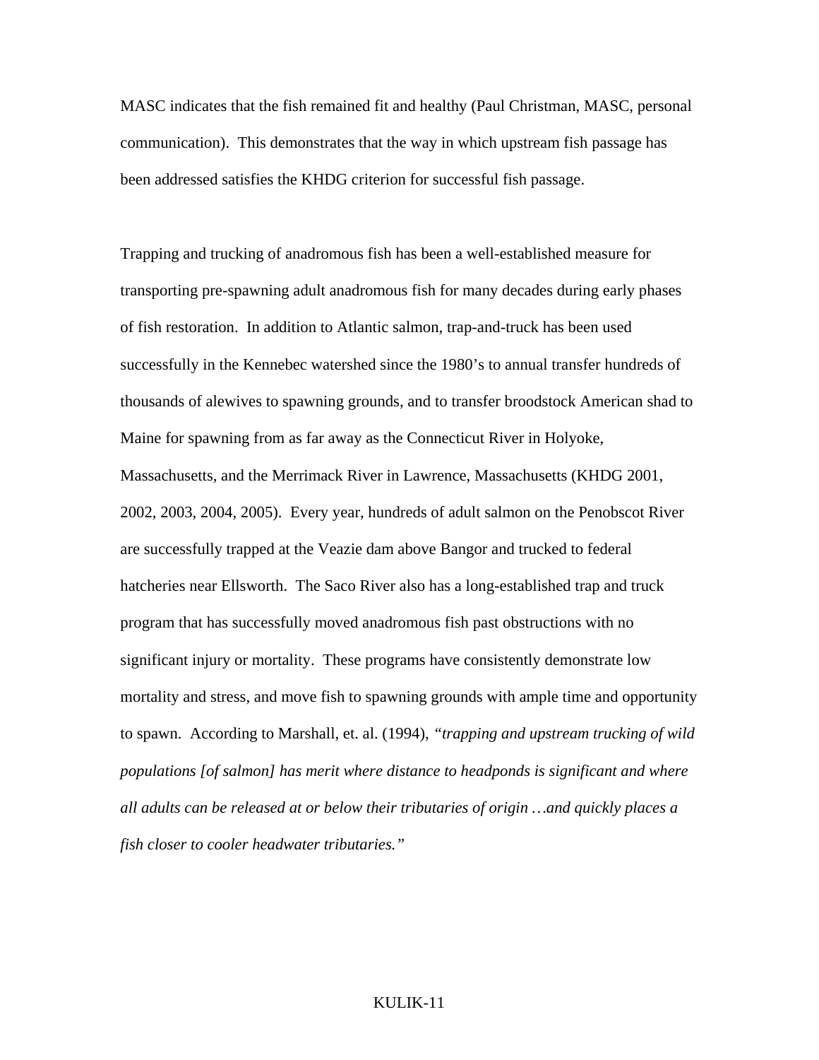MASC indicates that the fish remained fit and healthy (Paul Christman, MASC, personal communication). This demonstrates that the way in which upstream fish passage has been addressed satisfies the KHDG criterion for successful fish passage.

Trapping and trucking of anadromous fish has been a well-established measure for transporting pre-spawning adult anadromous fish for many decades during early phases of fish restoration. In addition to Atlantic salmon, trap-and-truck has been used successfully in the Kennebec watershed since the 1980's to annual transfer hundreds of thousands of alewives to spawning grounds, and to transfer broodstock American shad to Maine for spawning from as far away as the Connecticut River in Holyoke, Massachusetts, and the Merrimack River in Lawrence, Massachusetts (KHDG 2001, 2002, 2003, 2004, 2005). Every year, hundreds of adult salmon on the Penobscot River are successfully trapped at the Veazie dam above Bangor and trucked to federal hatcheries near Ellsworth. The Saco River also has a long-established trap and truck program that has successfully moved anadromous fish past obstructions with no significant injury or mortality. These programs have consistently demonstrate low mortality and stress, and move fish to spawning grounds with ample time and opportunity to spawn. According to Marshall, et. al. (1994), *"trapping and upstream trucking of wild populations [of salmon] has merit where distance to headponds is significant and where all adults can be released at or below their tributaries of origin …and quickly places a fish closer to cooler headwater tributaries."*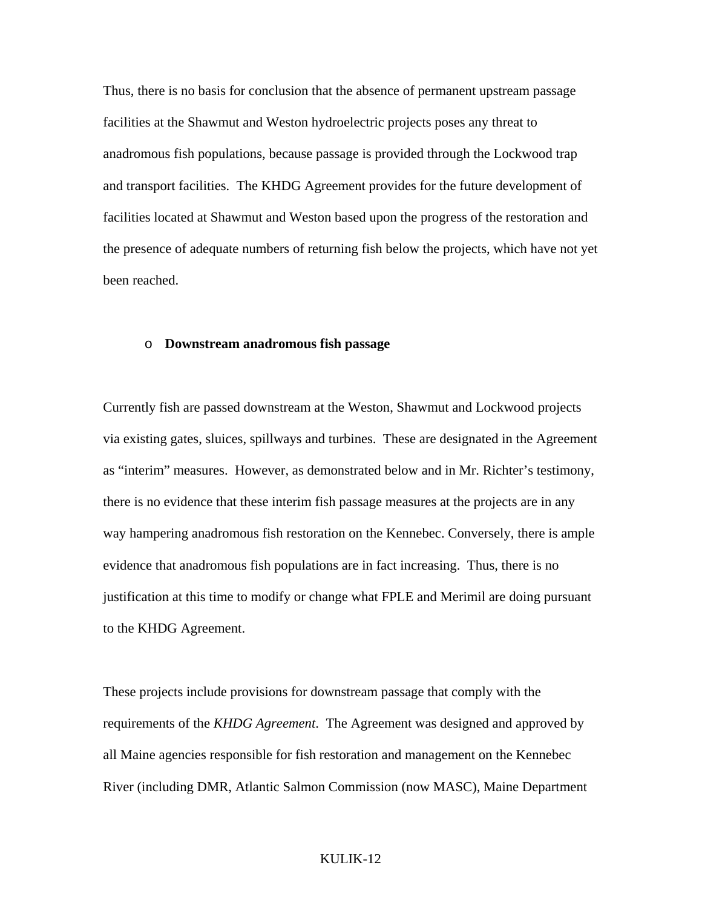Thus, there is no basis for conclusion that the absence of permanent upstream passage facilities at the Shawmut and Weston hydroelectric projects poses any threat to anadromous fish populations, because passage is provided through the Lockwood trap and transport facilities. The KHDG Agreement provides for the future development of facilities located at Shawmut and Weston based upon the progress of the restoration and the presence of adequate numbers of returning fish below the projects, which have not yet been reached.

- **Downstream anadromous fish passage**

Currently fish are passed downstream at the Weston, Shawmut and Lockwood projects via existing gates, sluices, spillways and turbines. These are designated in the Agreement as "interim" measures. However, as demonstrated below and in Mr. Richter's testimony, there is no evidence that these interim fish passage measures at the projects are in any way hampering anadromous fish restoration on the Kennebec. Conversely, there is ample evidence that anadromous fish populations are in fact increasing. Thus, there is no justification at this time to modify or change what FPLE and Merimil are doing pursuant to the KHDG Agreement.

These projects include provisions for downstream passage that comply with the requirements of the *KHDG Agreement*. The Agreement was designed and approved by all Maine agencies responsible for fish restoration and management on the Kennebec River (including DMR, Atlantic Salmon Commission (now MASC), Maine Department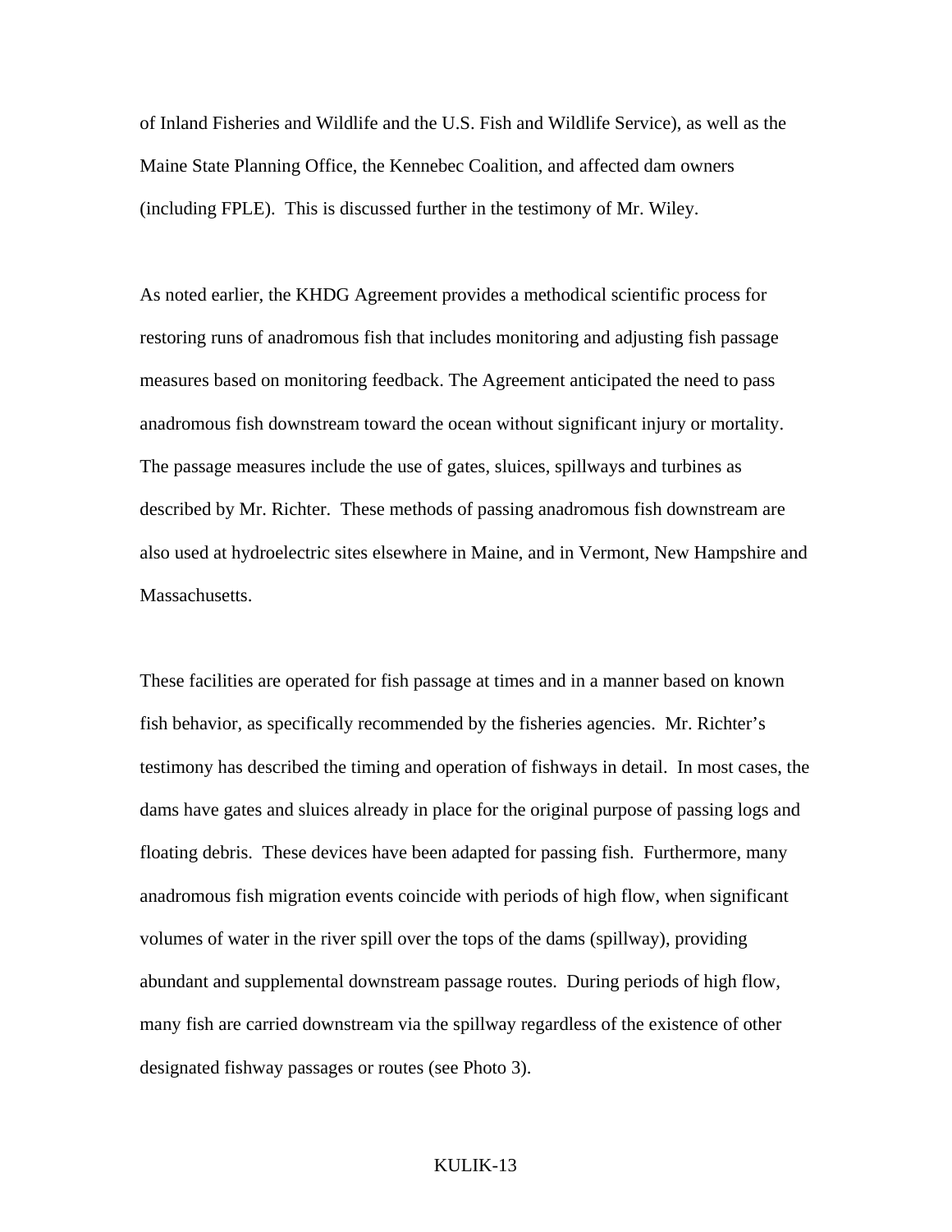of Inland Fisheries and Wildlife and the U.S. Fish and Wildlife Service), as well as the Maine State Planning Office, the Kennebec Coalition, and affected dam owners (including FPLE). This is discussed further in the testimony of Mr. Wiley.

As noted earlier, the KHDG Agreement provides a methodical scientific process for restoring runs of anadromous fish that includes monitoring and adjusting fish passage measures based on monitoring feedback. The Agreement anticipated the need to pass anadromous fish downstream toward the ocean without significant injury or mortality. The passage measures include the use of gates, sluices, spillways and turbines as described by Mr. Richter. These methods of passing anadromous fish downstream are also used at hydroelectric sites elsewhere in Maine, and in Vermont, New Hampshire and Massachusetts.

These facilities are operated for fish passage at times and in a manner based on known fish behavior, as specifically recommended by the fisheries agencies. Mr. Richter's testimony has described the timing and operation of fishways in detail. In most cases, the dams have gates and sluices already in place for the original purpose of passing logs and floating debris. These devices have been adapted for passing fish. Furthermore, many anadromous fish migration events coincide with periods of high flow, when significant volumes of water in the river spill over the tops of the dams (spillway), providing abundant and supplemental downstream passage routes. During periods of high flow, many fish are carried downstream via the spillway regardless of the existence of other designated fishway passages or routes (see Photo 3).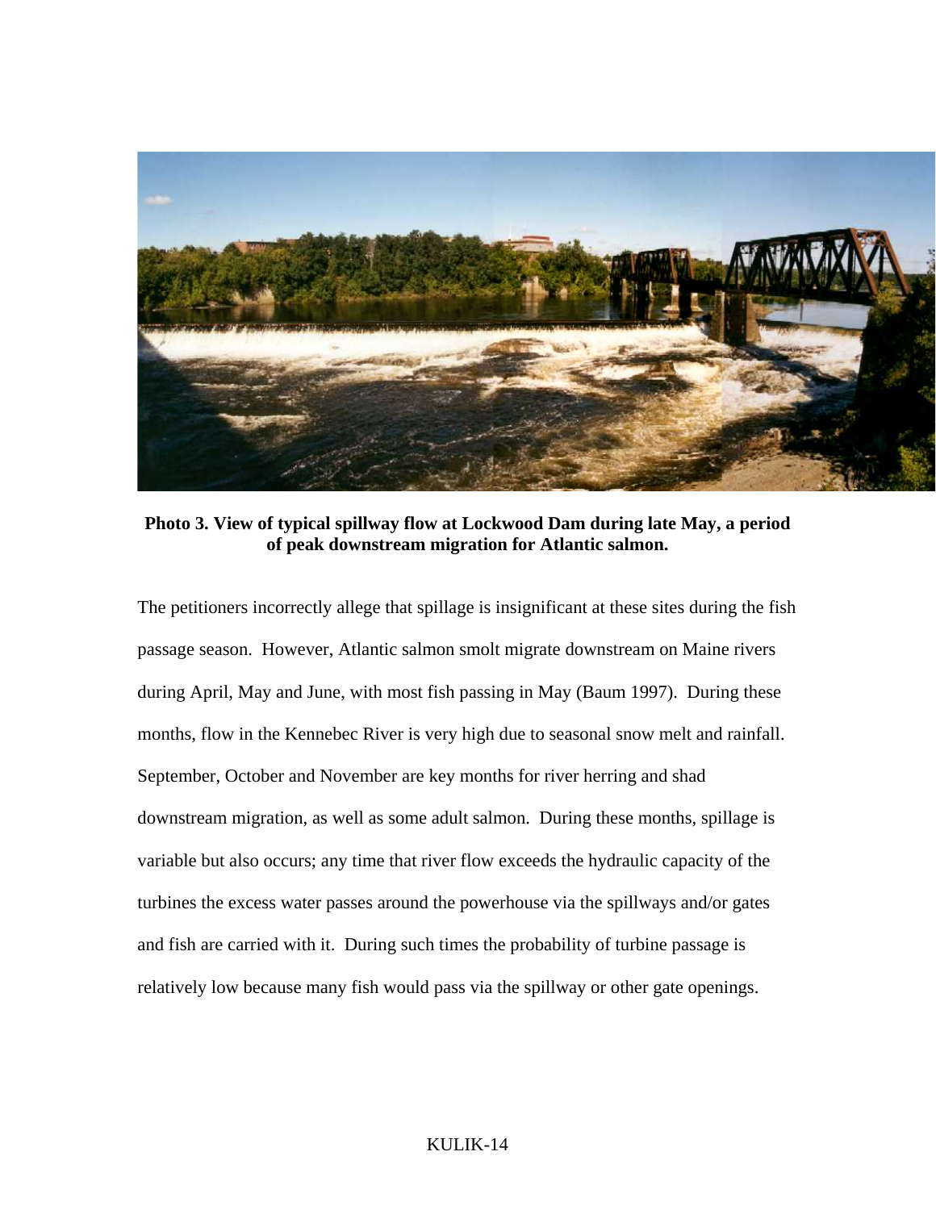**Photo 3. View of typical spillway flow at Lockwood Dam during late May, a period of peak downstream migration for Atlantic salmon.**

The petitioners incorrectly allege that spillage is insignificant at these sites during the fish passage season. However, Atlantic salmon smolt migrate downstream on Maine rivers during April, May and June, with most fish passing in May (Baum 1997). During these months, flow in the Kennebec River is very high due to seasonal snow melt and rainfall. September, October and November are key months for river herring and shad downstream migration, as well as some adult salmon. During these months, spillage is variable but also occurs; any time that river flow exceeds the hydraulic capacity of the turbines the excess water passes around the powerhouse via the spillways and/or gates and fish are carried with it. During such times the probability of turbine passage is relatively low because many fish would pass via the spillway or other gate openings.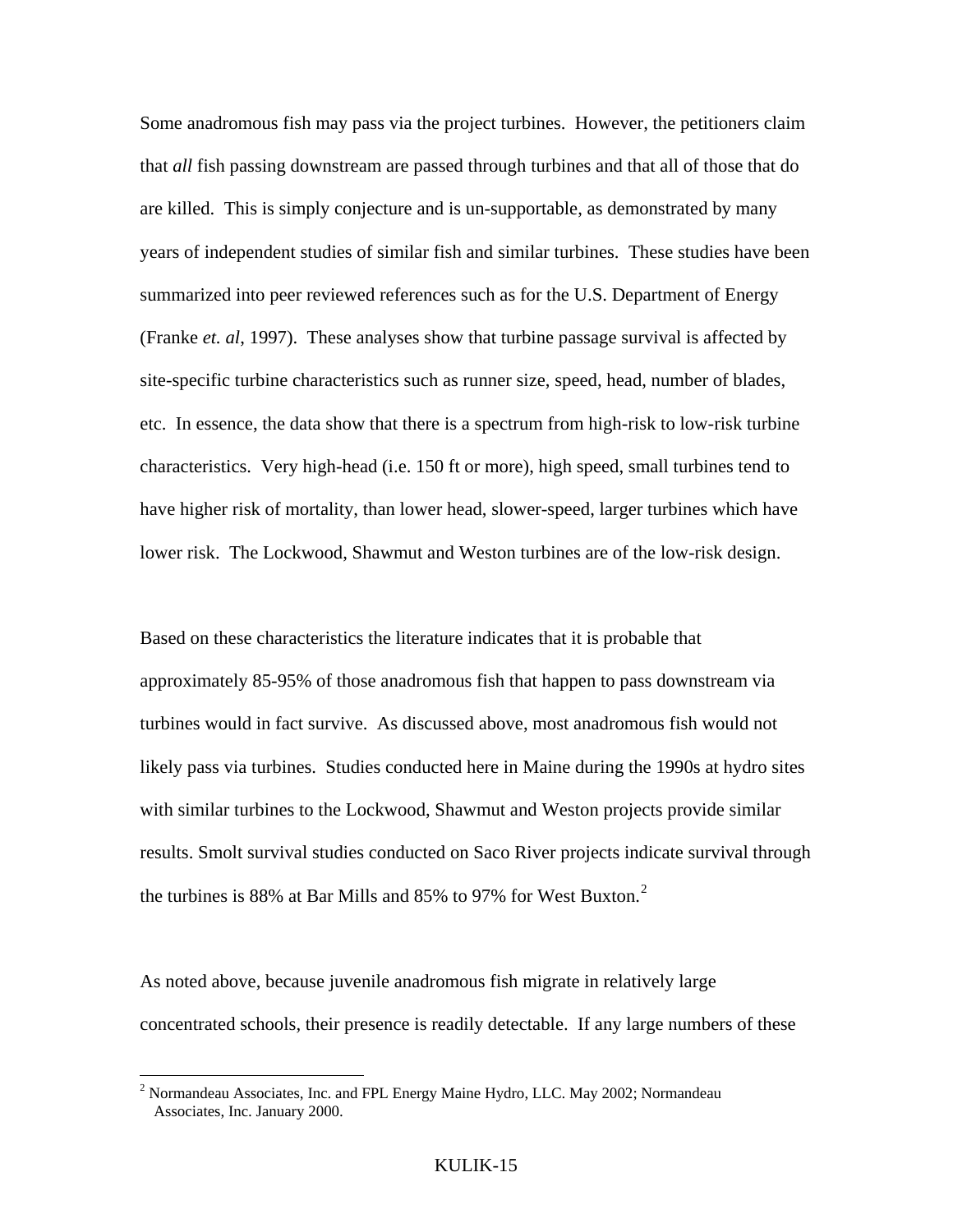Some anadromous fish may pass via the project turbines. However, the petitioners claim that *all* fish passing downstream are passed through turbines and that all of those that do are killed. This is simply conjecture and is un-supportable, as demonstrated by many years of independent studies of similar fish and similar turbines. These studies have been summarized into peer reviewed references such as for the U.S. Department of Energy (Franke *et. al*, 1997). These analyses show that turbine passage survival is affected by site-specific turbine characteristics such as runner size, speed, head, number of blades, etc. In essence, the data show that there is a spectrum from high-risk to low-risk turbine characteristics. Very high-head (i.e. 150 ft or more), high speed, small turbines tend to have higher risk of mortality, than lower head, slower-speed, larger turbines which have lower risk. The Lockwood, Shawmut and Weston turbines are of the low-risk design.

Based on these characteristics the literature indicates that it is probable that approximately 85-95% of those anadromous fish that happen to pass downstream via turbines would in fact survive. As discussed above, most anadromous fish would not likely pass via turbines. Studies conducted here in Maine during the 1990s at hydro sites with similar turbines to the Lockwood, Shawmut and Weston projects provide similar results. Smolt survival studies conducted on Saco River projects indicate survival through the turbines is 88% at Bar Mills and 85% to 97% for West Buxton.[2]

As noted above, because juvenile anadromous fish migrate in relatively large concentrated schools, their presence is readily detectable. If any large numbers of these

[2] Normandeau Associates, Inc. and FPL Energy Maine Hydro, LLC. May 2002; Normandeau Associates, Inc. January 2000.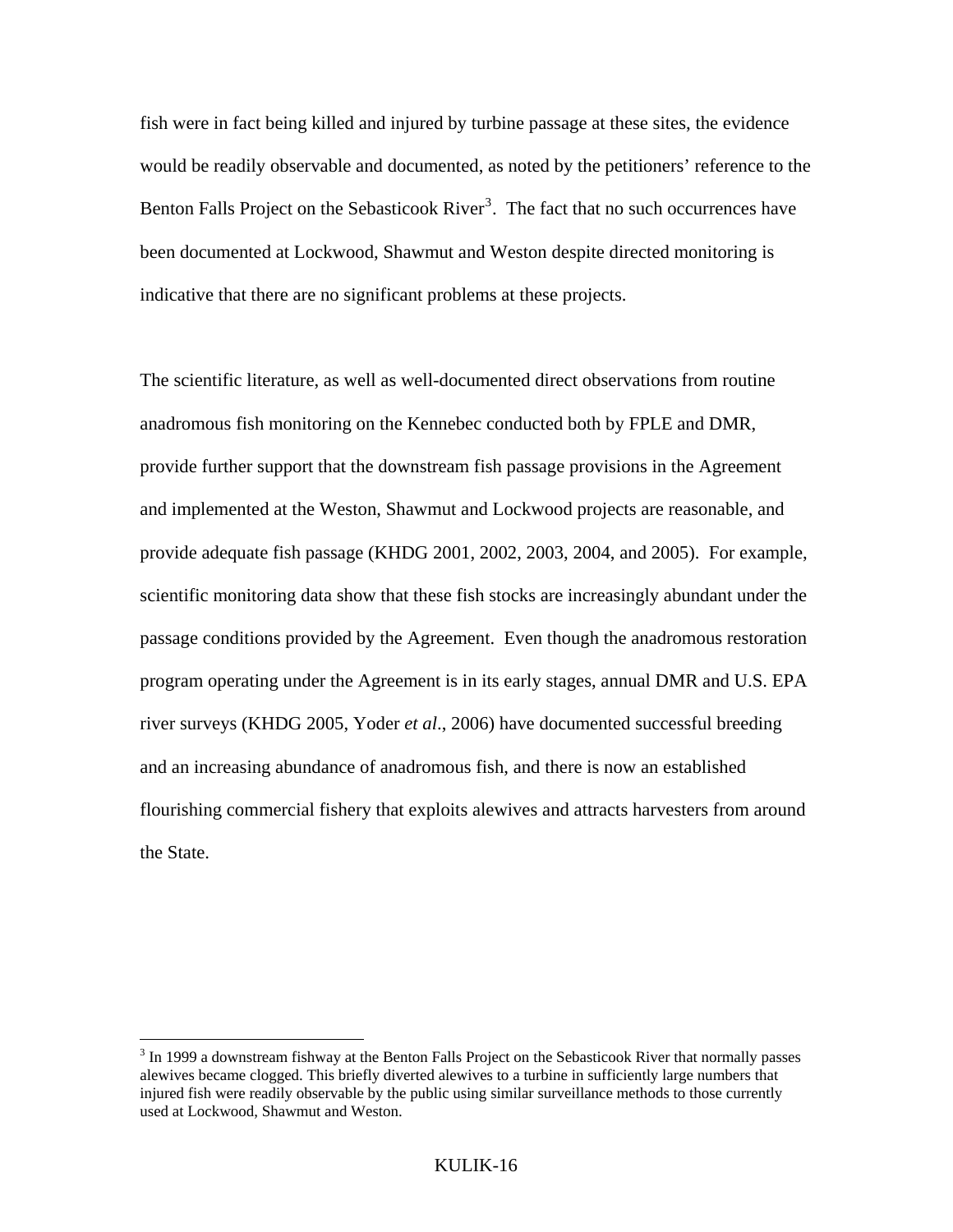fish were in fact being killed and injured by turbine passage at these sites, the evidence would be readily observable and documented, as noted by the petitioners' reference to the Benton Falls Project on the Sebasticook River[3]. The fact that no such occurrences have been documented at Lockwood, Shawmut and Weston despite directed monitoring is indicative that there are no significant problems at these projects.

The scientific literature, as well as well-documented direct observations from routine anadromous fish monitoring on the Kennebec conducted both by FPLE and DMR, provide further support that the downstream fish passage provisions in the Agreement and implemented at the Weston, Shawmut and Lockwood projects are reasonable, and provide adequate fish passage (KHDG 2001, 2002, 2003, 2004, and 2005). For example, scientific monitoring data show that these fish stocks are increasingly abundant under the passage conditions provided by the Agreement. Even though the anadromous restoration program operating under the Agreement is in its early stages, annual DMR and U.S. EPA river surveys (KHDG 2005, Yoder *et al*., 2006) have documented successful breeding and an increasing abundance of anadromous fish, and there is now an established flourishing commercial fishery that exploits alewives and attracts harvesters from around the State.

---

[3] In 1999 a downstream fishway at the Benton Falls Project on the Sebasticook River that normally passes alewives became clogged. This briefly diverted alewives to a turbine in sufficiently large numbers that injured fish were readily observable by the public using similar surveillance methods to those currently used at Lockwood, Shawmut and Weston.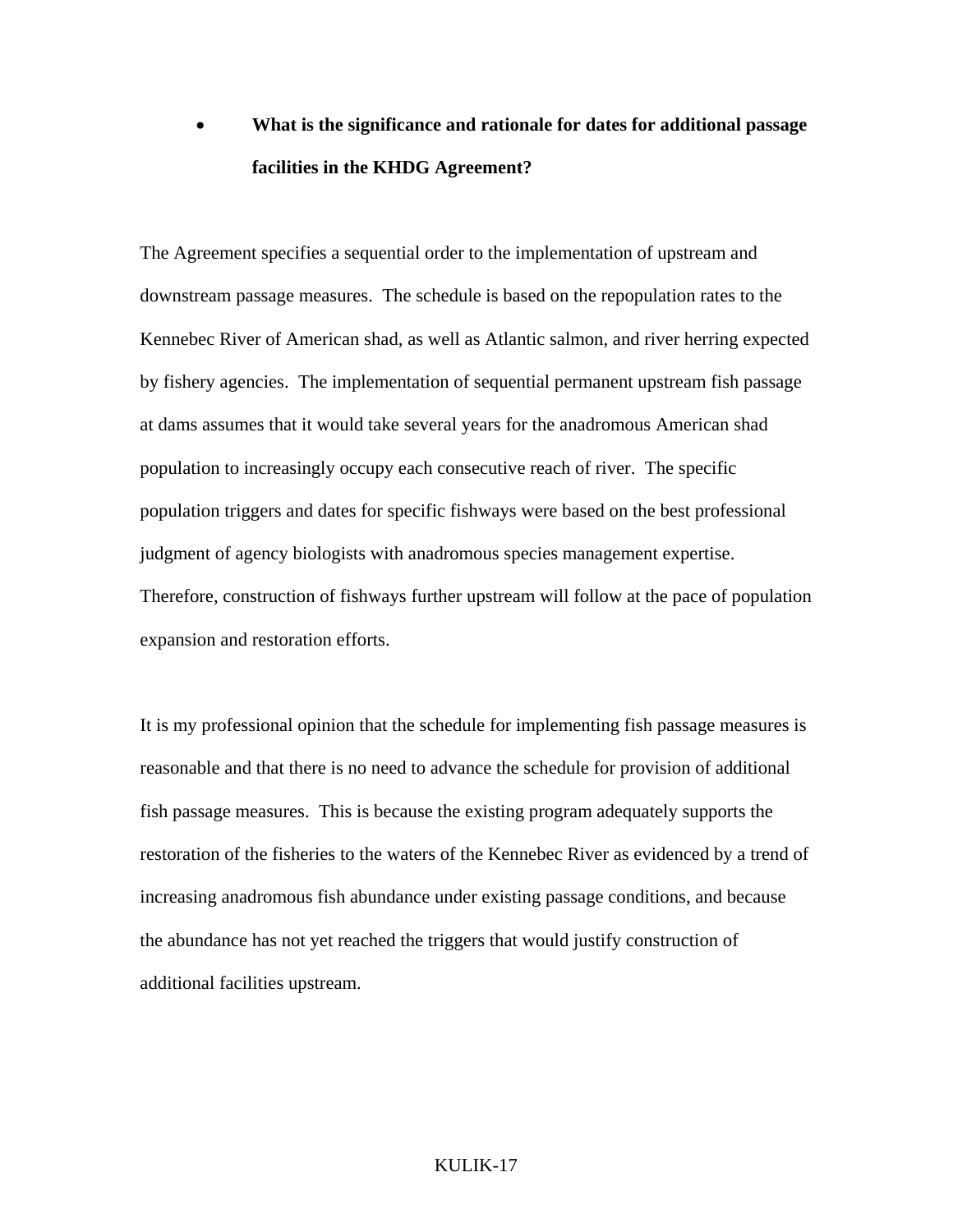- **What is the significance and rationale for dates for additional passage facilities in the KHDG Agreement?**

The Agreement specifies a sequential order to the implementation of upstream and downstream passage measures. The schedule is based on the repopulation rates to the Kennebec River of American shad, as well as Atlantic salmon, and river herring expected by fishery agencies. The implementation of sequential permanent upstream fish passage at dams assumes that it would take several years for the anadromous American shad population to increasingly occupy each consecutive reach of river. The specific population triggers and dates for specific fishways were based on the best professional judgment of agency biologists with anadromous species management expertise. Therefore, construction of fishways further upstream will follow at the pace of population expansion and restoration efforts.

It is my professional opinion that the schedule for implementing fish passage measures is reasonable and that there is no need to advance the schedule for provision of additional fish passage measures. This is because the existing program adequately supports the restoration of the fisheries to the waters of the Kennebec River as evidenced by a trend of increasing anadromous fish abundance under existing passage conditions, and because the abundance has not yet reached the triggers that would justify construction of additional facilities upstream.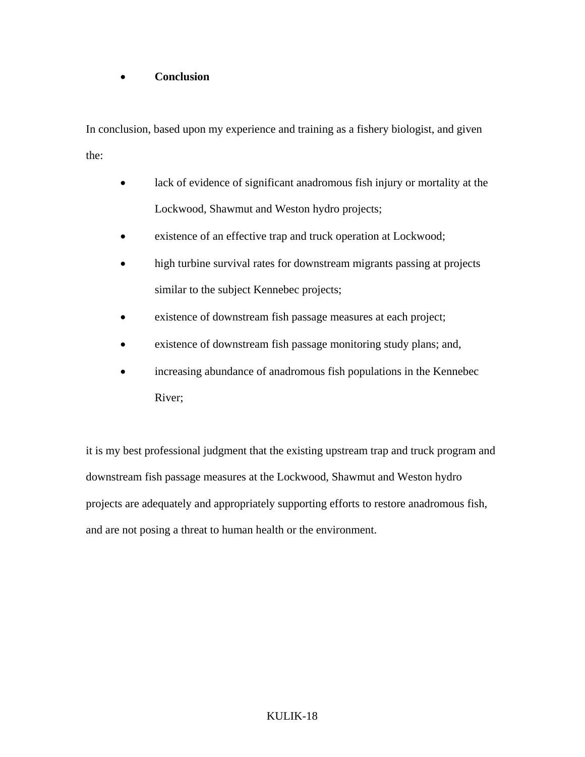- **Conclusion**

In conclusion, based upon my experience and training as a fishery biologist, and given the:

- lack of evidence of significant anadromous fish injury or mortality at the Lockwood, Shawmut and Weston hydro projects;
- existence of an effective trap and truck operation at Lockwood;
- high turbine survival rates for downstream migrants passing at projects similar to the subject Kennebec projects;
- existence of downstream fish passage measures at each project;
- existence of downstream fish passage monitoring study plans; and,
- increasing abundance of anadromous fish populations in the Kennebec River;

it is my best professional judgment that the existing upstream trap and truck program and downstream fish passage measures at the Lockwood, Shawmut and Weston hydro projects are adequately and appropriately supporting efforts to restore anadromous fish, and are not posing a threat to human health or the environment.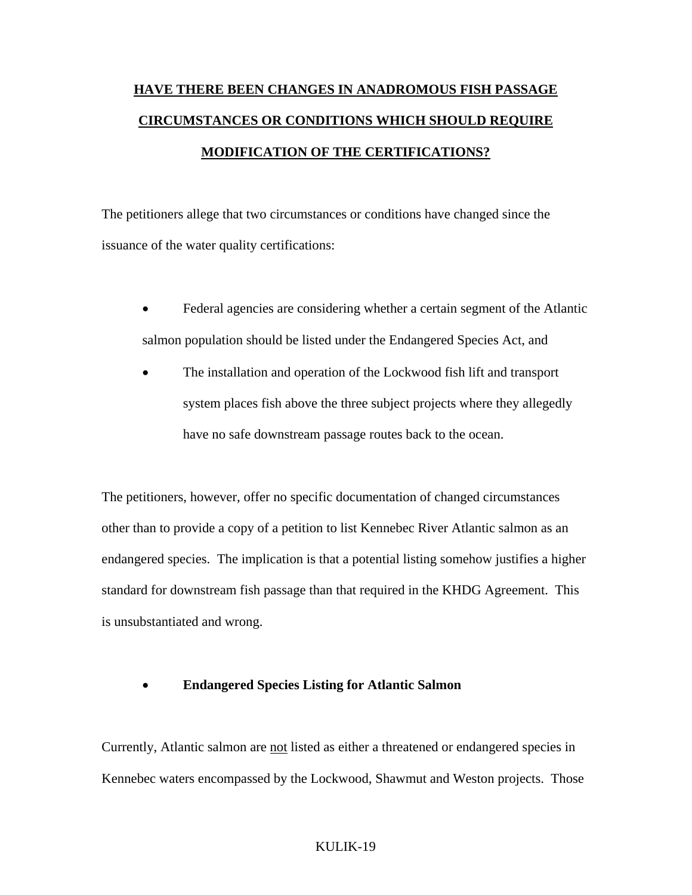## HAVE THERE BEEN CHANGES IN ANADROMOUS FISH PASSAGE CIRCUMSTANCES OR CONDITIONS WHICH SHOULD REQUIRE MODIFICATION OF THE CERTIFICATIONS?

The petitioners allege that two circumstances or conditions have changed since the issuance of the water quality certifications:

- Federal agencies are considering whether a certain segment of the Atlantic salmon population should be listed under the Endangered Species Act, and
- The installation and operation of the Lockwood fish lift and transport system places fish above the three subject projects where they allegedly have no safe downstream passage routes back to the ocean.

The petitioners, however, offer no specific documentation of changed circumstances other than to provide a copy of a petition to list Kennebec River Atlantic salmon as an endangered species. The implication is that a potential listing somehow justifies a higher standard for downstream fish passage than that required in the KHDG Agreement. This is unsubstantiated and wrong.

- **Endangered Species Listing for Atlantic Salmon**

Currently, Atlantic salmon are not listed as either a threatened or endangered species in Kennebec waters encompassed by the Lockwood, Shawmut and Weston projects. Those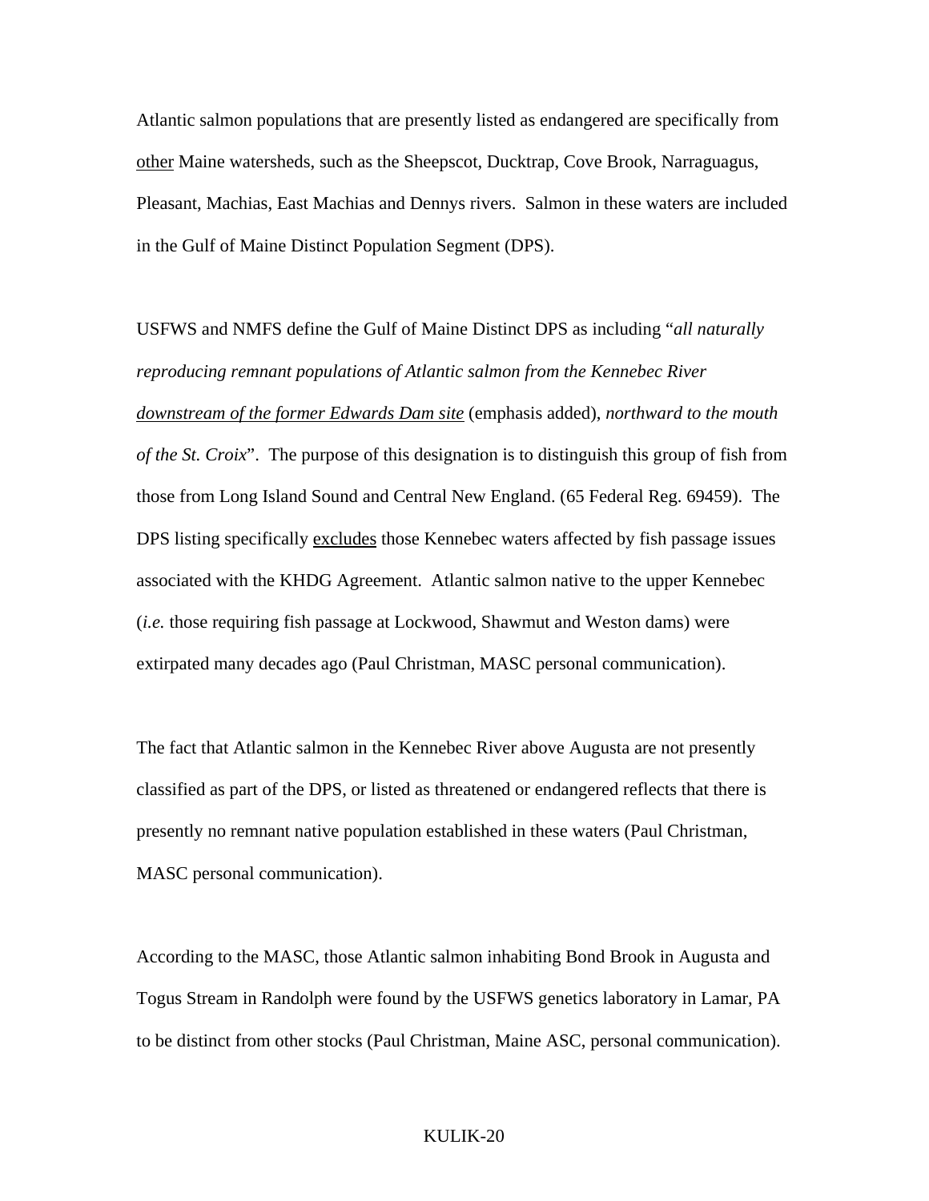Atlantic salmon populations that are presently listed as endangered are specifically from <u>other</u> Maine watersheds, such as the Sheepscot, Ducktrap, Cove Brook, Narraguagus, Pleasant, Machias, East Machias and Dennys rivers. Salmon in these waters are included in the Gulf of Maine Distinct Population Segment (DPS).

USFWS and NMFS define the Gulf of Maine Distinct DPS as including "*all naturally reproducing remnant populations of Atlantic salmon from the Kennebec River <u>downstream of the former Edwards Dam site</u>* (emphasis added), *northward to the mouth of the St. Croix*". The purpose of this designation is to distinguish this group of fish from those from Long Island Sound and Central New England. (65 Federal Reg. 69459). The DPS listing specifically <u>excludes</u> those Kennebec waters affected by fish passage issues associated with the KHDG Agreement. Atlantic salmon native to the upper Kennebec (*i.e.* those requiring fish passage at Lockwood, Shawmut and Weston dams) were extirpated many decades ago (Paul Christman, MASC personal communication).

The fact that Atlantic salmon in the Kennebec River above Augusta are not presently classified as part of the DPS, or listed as threatened or endangered reflects that there is presently no remnant native population established in these waters (Paul Christman, MASC personal communication).

According to the MASC, those Atlantic salmon inhabiting Bond Brook in Augusta and Togus Stream in Randolph were found by the USFWS genetics laboratory in Lamar, PA to be distinct from other stocks (Paul Christman, Maine ASC, personal communication).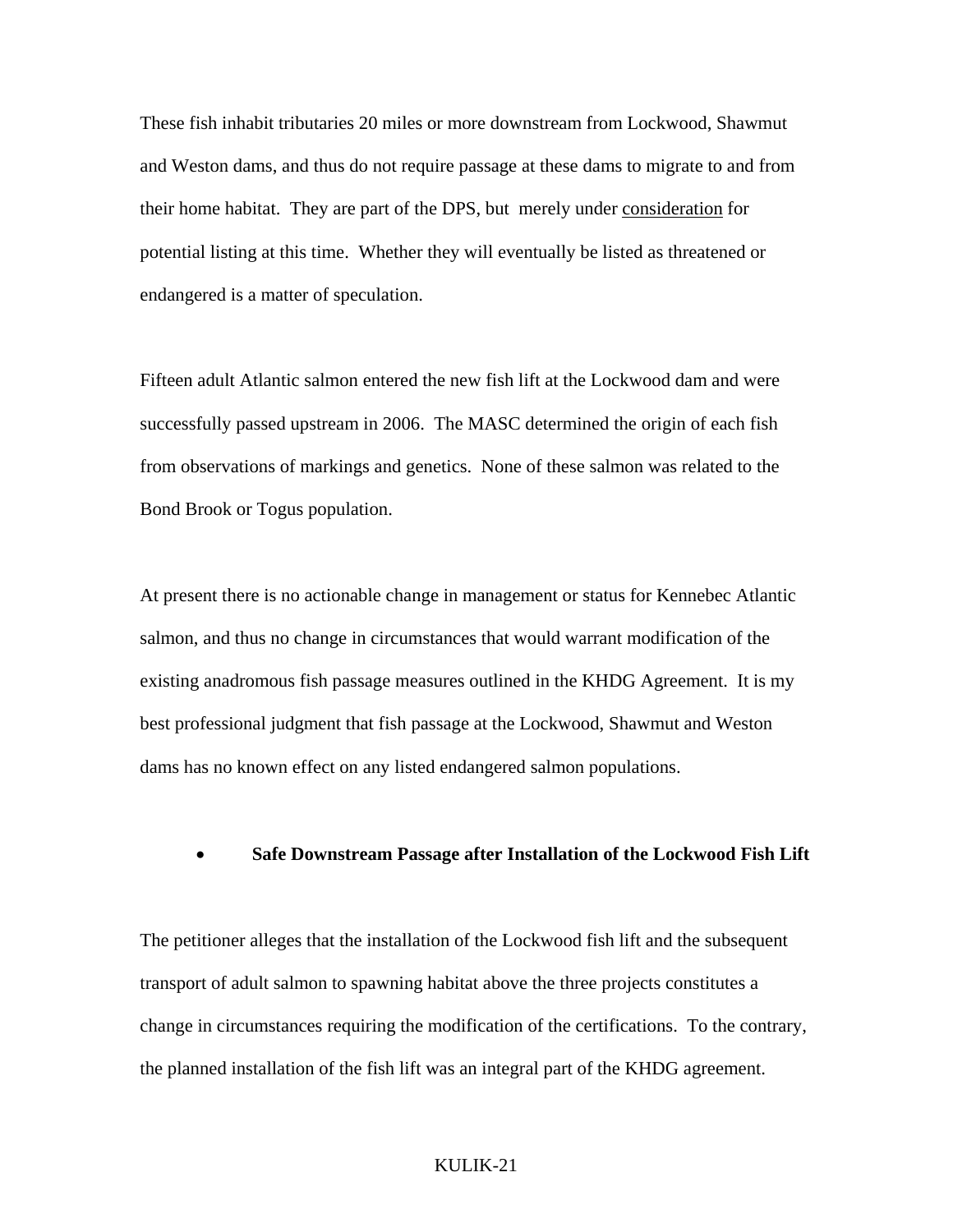These fish inhabit tributaries 20 miles or more downstream from Lockwood, Shawmut and Weston dams, and thus do not require passage at these dams to migrate to and from their home habitat. They are part of the DPS, but merely under <u>consideration</u> for potential listing at this time. Whether they will eventually be listed as threatened or endangered is a matter of speculation.

Fifteen adult Atlantic salmon entered the new fish lift at the Lockwood dam and were successfully passed upstream in 2006. The MASC determined the origin of each fish from observations of markings and genetics. None of these salmon was related to the Bond Brook or Togus population.

At present there is no actionable change in management or status for Kennebec Atlantic salmon, and thus no change in circumstances that would warrant modification of the existing anadromous fish passage measures outlined in the KHDG Agreement. It is my best professional judgment that fish passage at the Lockwood, Shawmut and Weston dams has no known effect on any listed endangered salmon populations.

- **Safe Downstream Passage after Installation of the Lockwood Fish Lift**

The petitioner alleges that the installation of the Lockwood fish lift and the subsequent transport of adult salmon to spawning habitat above the three projects constitutes a change in circumstances requiring the modification of the certifications. To the contrary, the planned installation of the fish lift was an integral part of the KHDG agreement.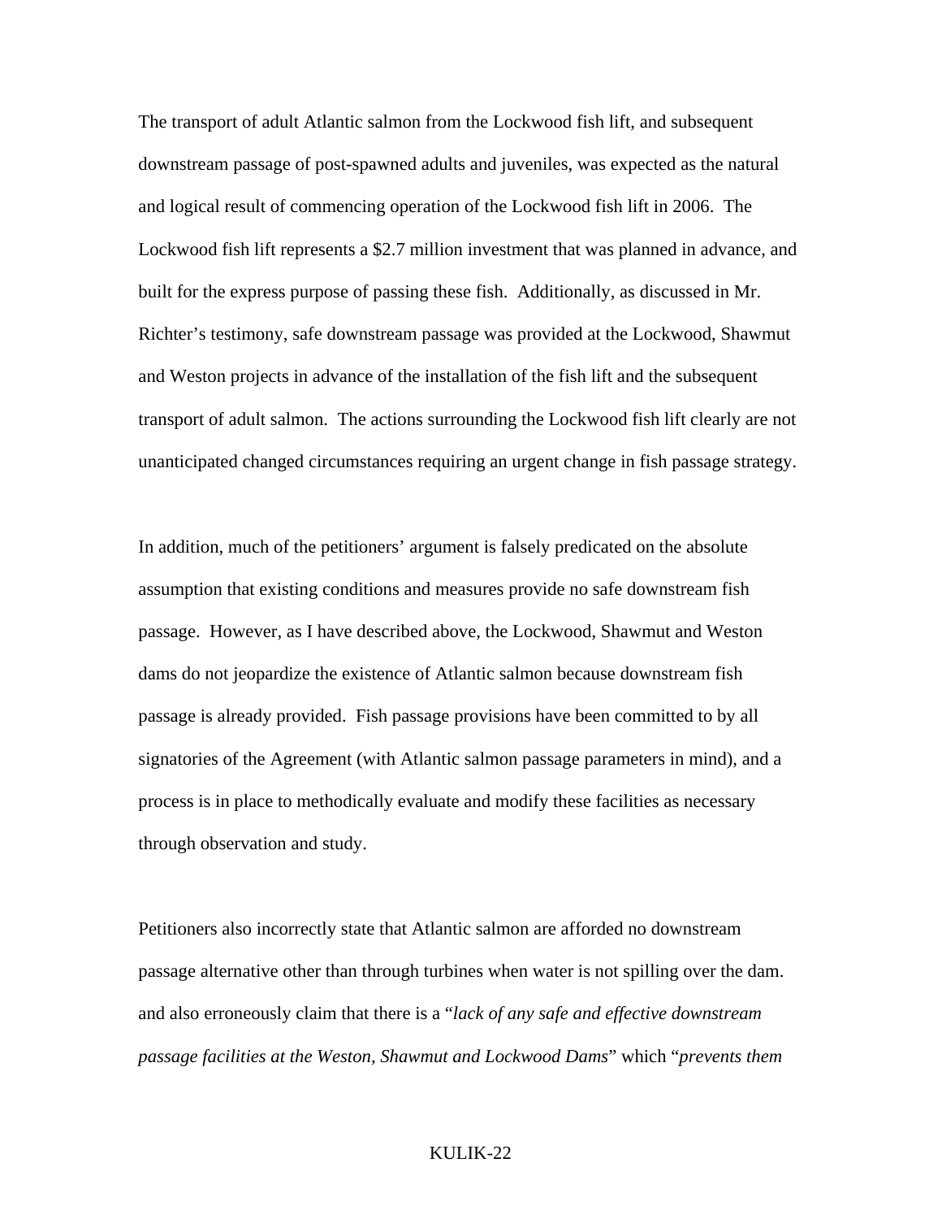The transport of adult Atlantic salmon from the Lockwood fish lift, and subsequent downstream passage of post-spawned adults and juveniles, was expected as the natural and logical result of commencing operation of the Lockwood fish lift in 2006. The Lockwood fish lift represents a $2.7 million investment that was planned in advance, and built for the express purpose of passing these fish. Additionally, as discussed in Mr. Richter's testimony, safe downstream passage was provided at the Lockwood, Shawmut and Weston projects in advance of the installation of the fish lift and the subsequent transport of adult salmon. The actions surrounding the Lockwood fish lift clearly are not unanticipated changed circumstances requiring an urgent change in fish passage strategy.

In addition, much of the petitioners' argument is falsely predicated on the absolute assumption that existing conditions and measures provide no safe downstream fish passage. However, as I have described above, the Lockwood, Shawmut and Weston dams do not jeopardize the existence of Atlantic salmon because downstream fish passage is already provided. Fish passage provisions have been committed to by all signatories of the Agreement (with Atlantic salmon passage parameters in mind), and a process is in place to methodically evaluate and modify these facilities as necessary through observation and study.

Petitioners also incorrectly state that Atlantic salmon are afforded no downstream passage alternative other than through turbines when water is not spilling over the dam. and also erroneously claim that there is a "*lack of any safe and effective downstream passage facilities at the Weston, Shawmut and Lockwood Dams*" which "*prevents them*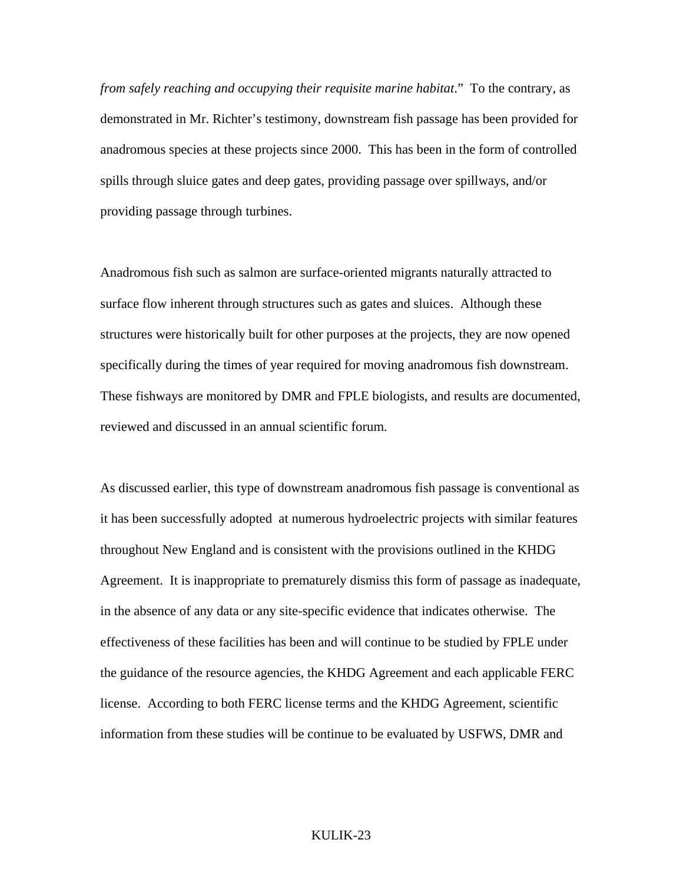*from safely reaching and occupying their requisite marine habitat*." To the contrary, as demonstrated in Mr. Richter's testimony, downstream fish passage has been provided for anadromous species at these projects since 2000. This has been in the form of controlled spills through sluice gates and deep gates, providing passage over spillways, and/or providing passage through turbines.

Anadromous fish such as salmon are surface-oriented migrants naturally attracted to surface flow inherent through structures such as gates and sluices. Although these structures were historically built for other purposes at the projects, they are now opened specifically during the times of year required for moving anadromous fish downstream. These fishways are monitored by DMR and FPLE biologists, and results are documented, reviewed and discussed in an annual scientific forum.

As discussed earlier, this type of downstream anadromous fish passage is conventional as it has been successfully adopted at numerous hydroelectric projects with similar features throughout New England and is consistent with the provisions outlined in the KHDG Agreement. It is inappropriate to prematurely dismiss this form of passage as inadequate, in the absence of any data or any site-specific evidence that indicates otherwise. The effectiveness of these facilities has been and will continue to be studied by FPLE under the guidance of the resource agencies, the KHDG Agreement and each applicable FERC license. According to both FERC license terms and the KHDG Agreement, scientific information from these studies will be continue to be evaluated by USFWS, DMR and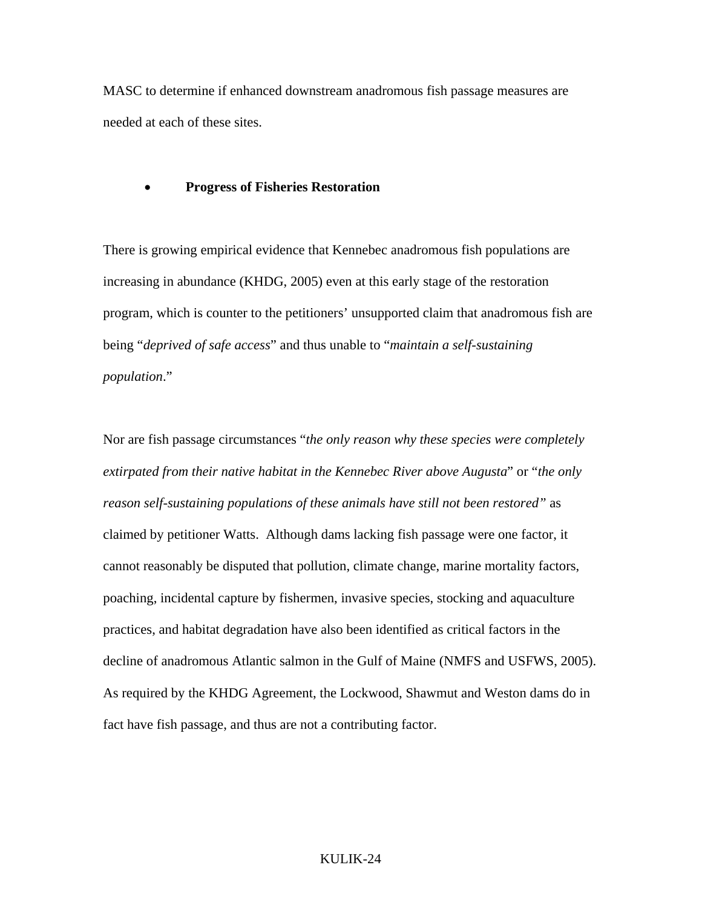MASC to determine if enhanced downstream anadromous fish passage measures are needed at each of these sites.

- **Progress of Fisheries Restoration**

There is growing empirical evidence that Kennebec anadromous fish populations are increasing in abundance (KHDG, 2005) even at this early stage of the restoration program, which is counter to the petitioners' unsupported claim that anadromous fish are being "*deprived of safe access*" and thus unable to "*maintain a self-sustaining population*."

Nor are fish passage circumstances "*the only reason why these species were completely extirpated from their native habitat in the Kennebec River above Augusta*" or "*the only reason self-sustaining populations of these animals have still not been restored"* as claimed by petitioner Watts. Although dams lacking fish passage were one factor, it cannot reasonably be disputed that pollution, climate change, marine mortality factors, poaching, incidental capture by fishermen, invasive species, stocking and aquaculture practices, and habitat degradation have also been identified as critical factors in the decline of anadromous Atlantic salmon in the Gulf of Maine (NMFS and USFWS, 2005). As required by the KHDG Agreement, the Lockwood, Shawmut and Weston dams do in fact have fish passage, and thus are not a contributing factor.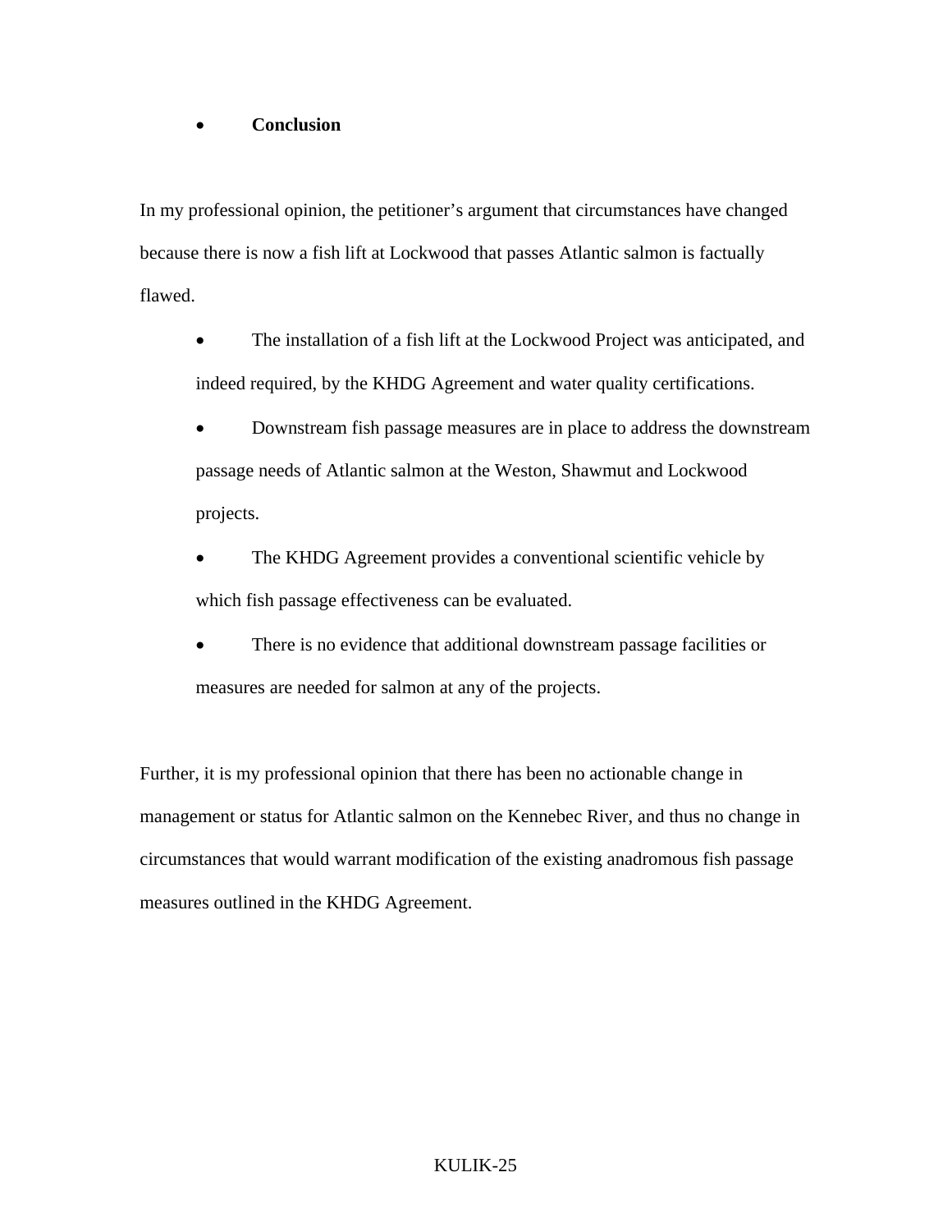- **Conclusion**

In my professional opinion, the petitioner's argument that circumstances have changed because there is now a fish lift at Lockwood that passes Atlantic salmon is factually flawed.

- The installation of a fish lift at the Lockwood Project was anticipated, and indeed required, by the KHDG Agreement and water quality certifications.
- Downstream fish passage measures are in place to address the downstream passage needs of Atlantic salmon at the Weston, Shawmut and Lockwood projects.
- The KHDG Agreement provides a conventional scientific vehicle by which fish passage effectiveness can be evaluated.
- There is no evidence that additional downstream passage facilities or measures are needed for salmon at any of the projects.

Further, it is my professional opinion that there has been no actionable change in management or status for Atlantic salmon on the Kennebec River, and thus no change in circumstances that would warrant modification of the existing anadromous fish passage measures outlined in the KHDG Agreement.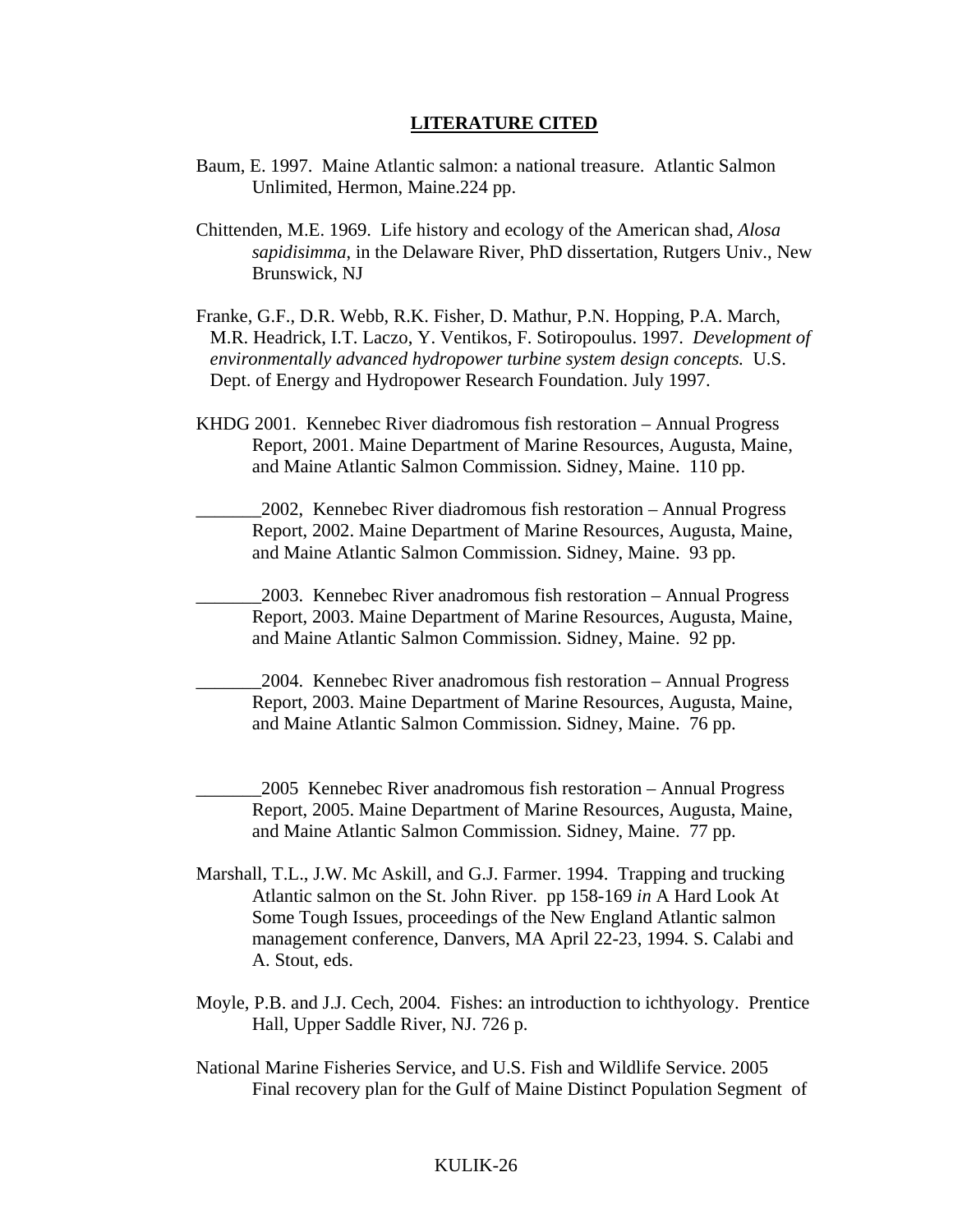## LITERATURE CITED

Baum, E. 1997. Maine Atlantic salmon: a national treasure. Atlantic Salmon Unlimited, Hermon, Maine.224 pp.

Chittenden, M.E. 1969. Life history and ecology of the American shad, *Alosa sapidisimma*, in the Delaware River, PhD dissertation, Rutgers Univ., New Brunswick, NJ

Franke, G.F., D.R. Webb, R.K. Fisher, D. Mathur, P.N. Hopping, P.A. March, M.R. Headrick, I.T. Laczo, Y. Ventikos, F. Sotiropoulus. 1997. *Development of environmentally advanced hydropower turbine system design concepts.* U.S. Dept. of Energy and Hydropower Research Foundation. July 1997.

KHDG 2001. Kennebec River diadromous fish restoration – Annual Progress Report, 2001. Maine Department of Marine Resources, Augusta, Maine, and Maine Atlantic Salmon Commission. Sidney, Maine. 110 pp.

_______2002, Kennebec River diadromous fish restoration – Annual Progress Report, 2002. Maine Department of Marine Resources, Augusta, Maine, and Maine Atlantic Salmon Commission. Sidney, Maine. 93 pp.

_______2003. Kennebec River anadromous fish restoration – Annual Progress Report, 2003. Maine Department of Marine Resources, Augusta, Maine, and Maine Atlantic Salmon Commission. Sidney, Maine. 92 pp.

_______2004. Kennebec River anadromous fish restoration – Annual Progress Report, 2003. Maine Department of Marine Resources, Augusta, Maine, and Maine Atlantic Salmon Commission. Sidney, Maine. 76 pp.

_______2005 Kennebec River anadromous fish restoration – Annual Progress Report, 2005. Maine Department of Marine Resources, Augusta, Maine, and Maine Atlantic Salmon Commission. Sidney, Maine. 77 pp.

Marshall, T.L., J.W. Mc Askill, and G.J. Farmer. 1994. Trapping and trucking Atlantic salmon on the St. John River. pp 158-169 *in* A Hard Look At Some Tough Issues, proceedings of the New England Atlantic salmon management conference, Danvers, MA April 22-23, 1994. S. Calabi and A. Stout, eds.

Moyle, P.B. and J.J. Cech, 2004. Fishes: an introduction to ichthyology. Prentice Hall, Upper Saddle River, NJ. 726 p.

National Marine Fisheries Service, and U.S. Fish and Wildlife Service. 2005 Final recovery plan for the Gulf of Maine Distinct Population Segment of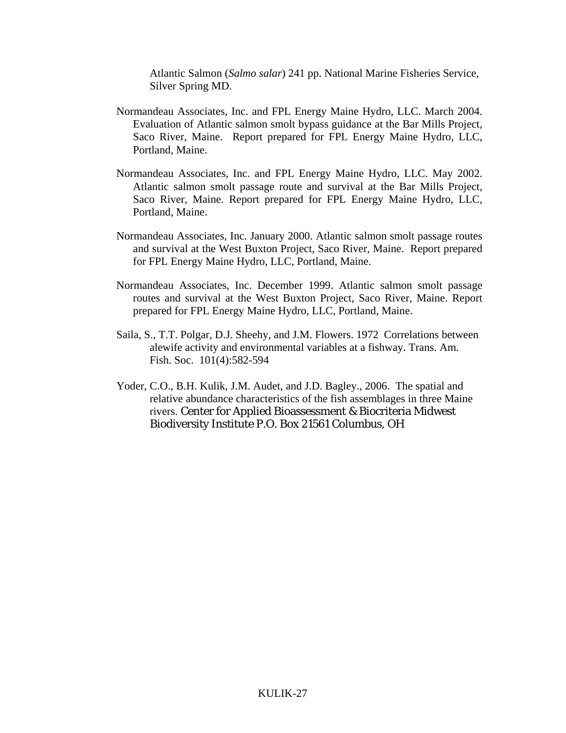Atlantic Salmon (*Salmo salar*) 241 pp. National Marine Fisheries Service, Silver Spring MD.

Normandeau Associates, Inc. and FPL Energy Maine Hydro, LLC. March 2004. Evaluation of Atlantic salmon smolt bypass guidance at the Bar Mills Project, Saco River, Maine. Report prepared for FPL Energy Maine Hydro, LLC, Portland, Maine.

Normandeau Associates, Inc. and FPL Energy Maine Hydro, LLC. May 2002. Atlantic salmon smolt passage route and survival at the Bar Mills Project, Saco River, Maine. Report prepared for FPL Energy Maine Hydro, LLC, Portland, Maine.

Normandeau Associates, Inc. January 2000. Atlantic salmon smolt passage routes and survival at the West Buxton Project, Saco River, Maine. Report prepared for FPL Energy Maine Hydro, LLC, Portland, Maine.

Normandeau Associates, Inc. December 1999. Atlantic salmon smolt passage routes and survival at the West Buxton Project, Saco River, Maine. Report prepared for FPL Energy Maine Hydro, LLC, Portland, Maine.

Saila, S., T.T. Polgar, D.J. Sheehy, and J.M. Flowers. 1972 Correlations between alewife activity and environmental variables at a fishway. Trans. Am. Fish. Soc. 101(4):582-594

Yoder, C.O., B.H. Kulik, J.M. Audet, and J.D. Bagley., 2006. The spatial and relative abundance characteristics of the fish assemblages in three Maine rivers. Center for Applied Bioassessment & Biocriteria Midwest Biodiversity Institute P.O. Box 21561 Columbus, OH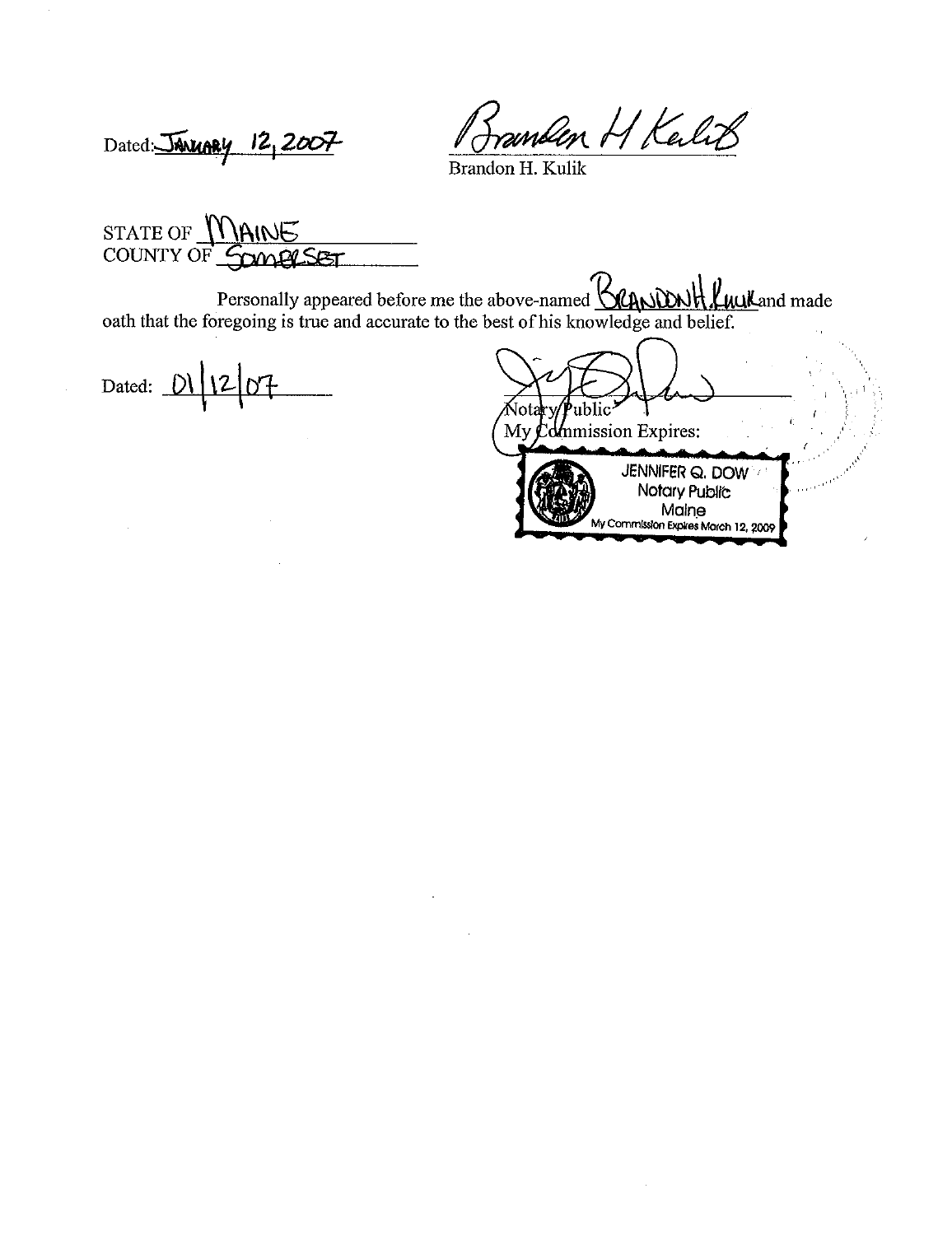Dated: JANUARY 12, 2007

Brandon H Kulik

Brandon H. Kulik

STATE OF MAINE
COUNTY OF SOMERSET

Personally appeared before me the above-named BRANDON H. KULIK and made oath that the foregoing is true and accurate to the best of his knowledge and belief.

Dated: 01/12/07

Notary Public
My Commission Expires:

JENNIFER Q. DOW
Notary Public
Maine
My Commission Expires March 12, 2009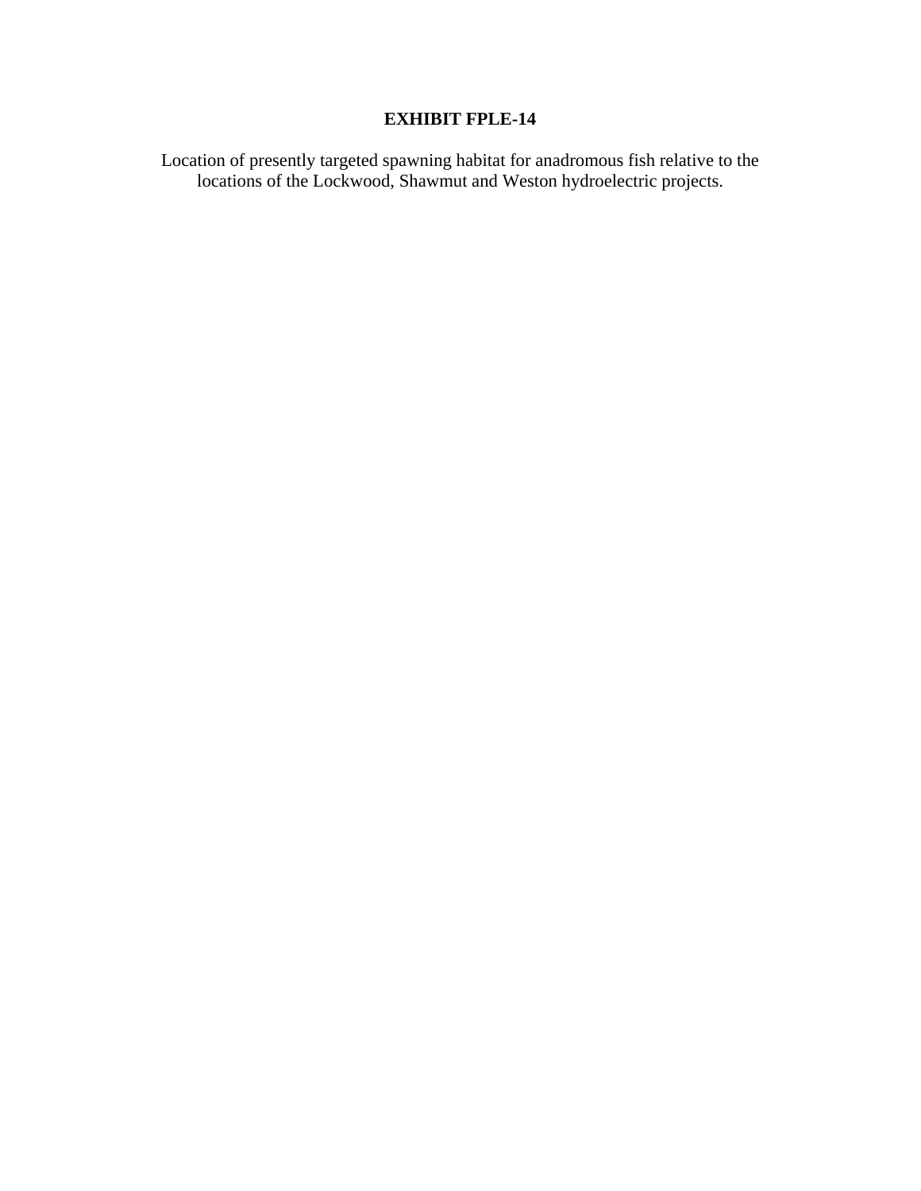# EXHIBIT FPLE-14

Location of presently targeted spawning habitat for anadromous fish relative to the locations of the Lockwood, Shawmut and Weston hydroelectric projects.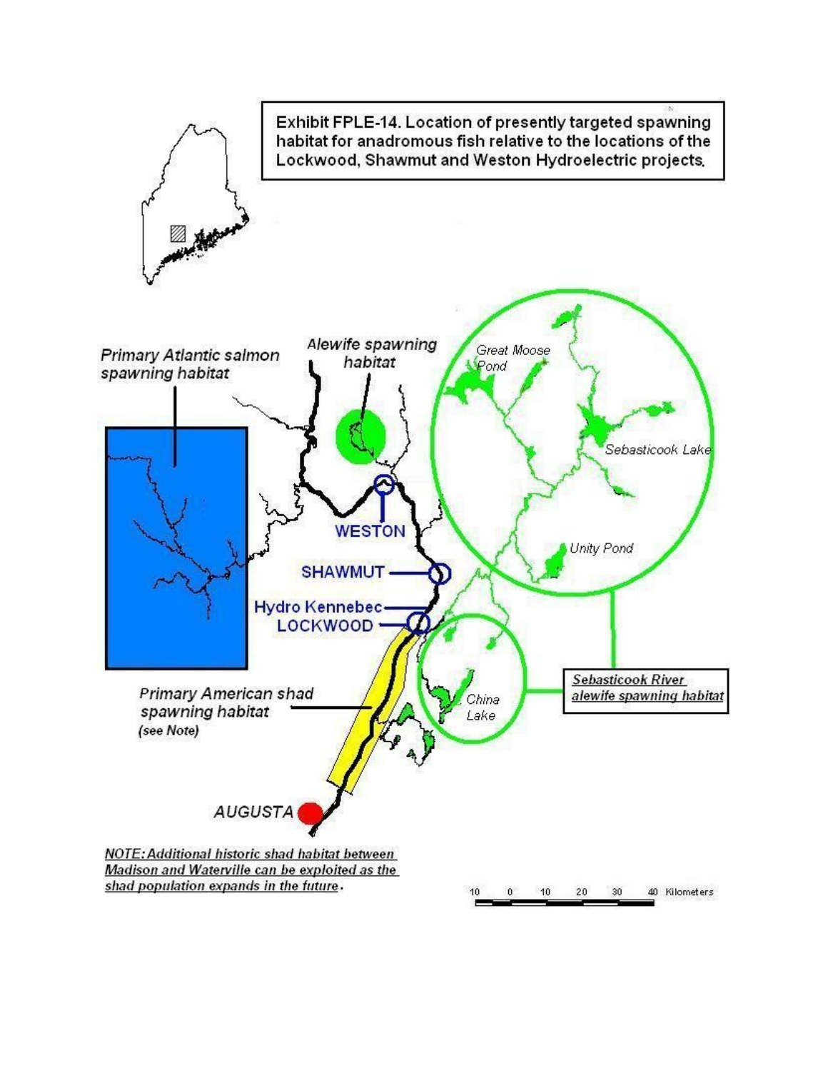Exhibit FPLE-14. Location of presently targeted spawning habitat for anadromous fish relative to the locations of the Lockwood, Shawmut and Weston Hydroelectric projects.

Primary Atlantic salmon spawning habitat

Alewife spawning habitat

Great Moose Pond

Sebasticook Lake

Unity Pond

WESTON

SHAWMUT

Hydro Kennebec

LOCKWOOD

China Lake

Sebasticook River alewife spawning habitat

Primary American shad spawning habitat (see Note)

AUGUSTA

NOTE: Additional historic shad habitat between Madison and Waterville can be exploited as the shad population expands in the future.

10 0 10 20 30 40 Kilometers